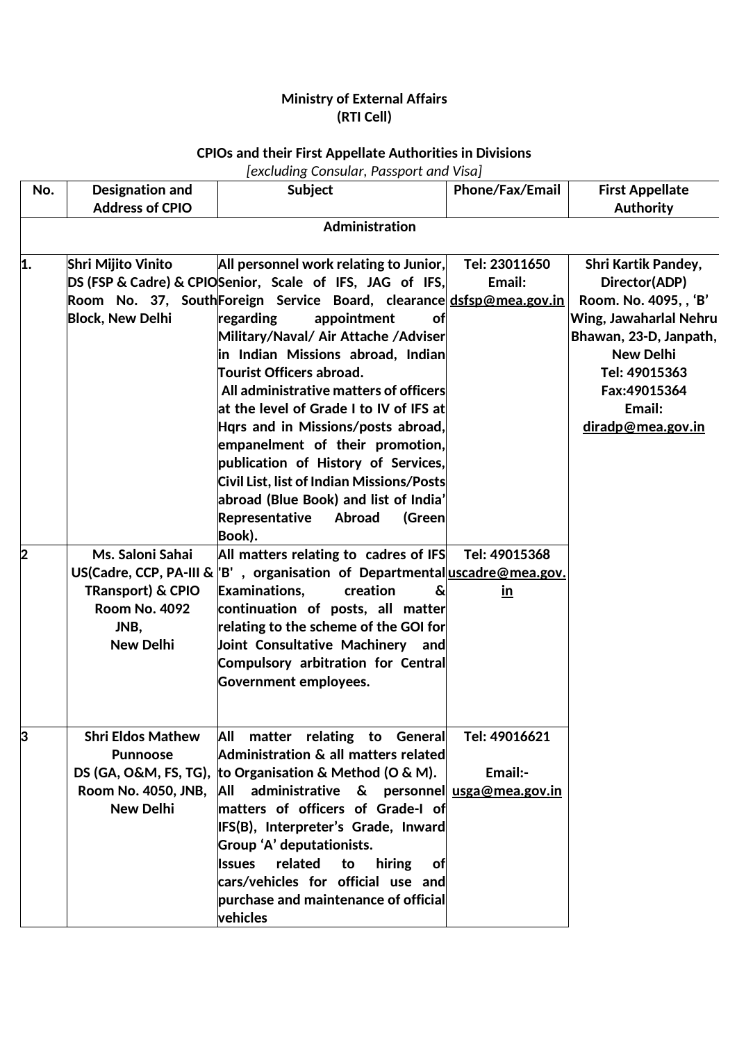**Ministry of External Affairs**
**(RTI Cell)**

**CPIOs and their First Appellate Authorities in Divisions**
*[excluding Consular, Passport and Visa]*

| No. | Designation and Address of CPIO | Subject | Phone/Fax/Email | First Appellate Authority |
|---|---|---|---|---|
| **Administration** | | | | |
| 1. | Shri Mijito Vinito DS (FSP & Cadre) & CPIO Room No. 37, South Block, New Delhi | All personnel work relating to Junior, Senior, Scale of IFS, JAG of IFS, Foreign Service Board, clearance regarding appointment of Military/Naval/ Air Attache /Adviser in Indian Missions abroad, Indian Tourist Officers abroad. All administrative matters of officers at the level of Grade I to IV of IFS at Hqrs and in Missions/posts abroad, empanelment of their promotion, publication of History of Services, Civil List, list of Indian Missions/Posts abroad (Blue Book) and list of India' Representative Abroad (Green Book). | Tel: 23011650 Email: dsfsp@mea.gov.in | Shri Kartik Pandey, Director(ADP) Room. No. 4095, , 'B' Wing, Jawaharlal Nehru Bhawan, 23-D, Janpath, New Delhi Tel: 49015363 Fax:49015364 Email: diradp@mea.gov.in |
| 2 | Ms. Saloni Sahai US(Cadre, CCP, PA-III & TRansport) & CPIO Room No. 4092 JNB, New Delhi | All matters relating to cadres of IFS 'B' , organisation of Departmental Examinations, creation & continuation of posts, all matter relating to the scheme of the GOI for Joint Consultative Machinery and Compulsory arbitration for Central Government employees. | Tel: 49015368 uscadre@mea.gov.in | |
| 3 | Shri Eldos Mathew Punnoose DS (GA, O&M, FS, TG), Room No. 4050, JNB, New Delhi | All matter relating to General Administration & all matters related to Organisation & Method (O & M). All administrative & personnel matters of officers of Grade-I of IFS(B), Interpreter's Grade, Inward Group 'A' deputationists. Issues related to hiring of cars/vehicles for official use and purchase and maintenance of official vehicles | Tel: 49016621 Email:- usga@mea.gov.in | |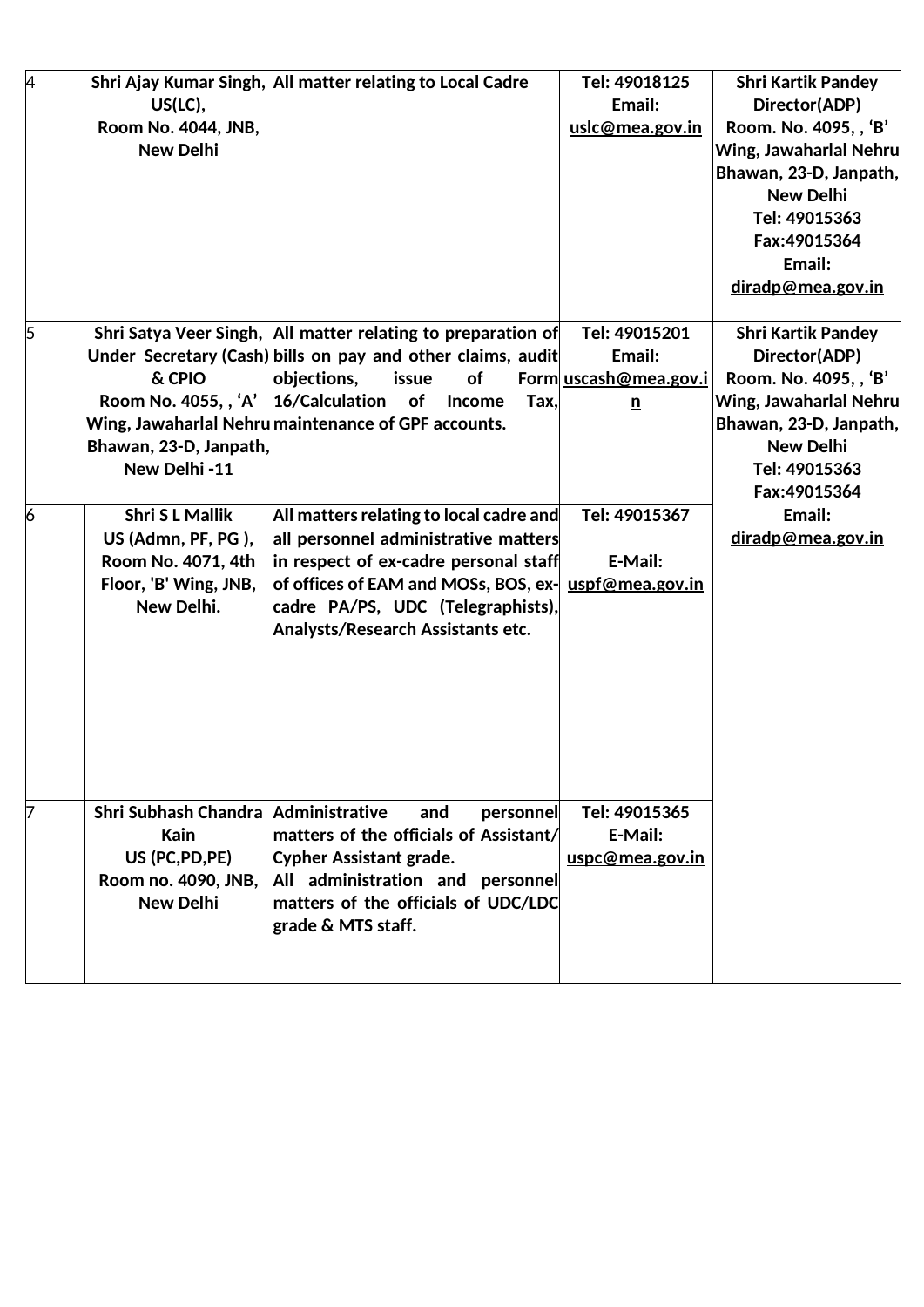| 4 | Shri Ajay Kumar Singh, US(LC), Room No. 4044, JNB, New Delhi | All matter relating to Local Cadre | Tel: 49018125 Email: uslc@mea.gov.in | Shri Kartik Pandey Director(ADP) Room. No. 4095, , 'B' Wing, Jawaharlal Nehru Bhawan, 23-D, Janpath, New Delhi Tel: 49015363 Fax:49015364 Email: diradp@mea.gov.in |
|---|---|---|---|---|
| 5 | Shri Satya Veer Singh, Under Secretary (Cash) & CPIO Room No. 4055, , 'A' Wing, Jawaharlal Nehru Bhawan, 23-D, Janpath, New Delhi -11 | All matter relating to preparation of bills on pay and other claims, audit objections, issue of Form 16/Calculation of Income Tax, maintenance of GPF accounts. | Tel: 49015201 Email: uscash@mea.gov.in | Shri Kartik Pandey Director(ADP) Room. No. 4095, , 'B' Wing, Jawaharlal Nehru Bhawan, 23-D, Janpath, New Delhi Tel: 49015363 Fax:49015364 Email: diradp@mea.gov.in |
| 6 | Shri S L Mallik US (Admn, PF, PG ), Room No. 4071, 4th Floor, 'B' Wing, JNB, New Delhi. | All matters relating to local cadre and all personnel administrative matters in respect of ex-cadre personal staff of offices of EAM and MOSs, BOS, ex-cadre PA/PS, UDC (Telegraphists), Analysts/Research Assistants etc. | Tel: 49015367 E-Mail: uspf@mea.gov.in | |
| 7 | Shri Subhash Chandra Kain US (PC,PD,PE) Room no. 4090, JNB, New Delhi | Administrative and personnel matters of the officials of Assistant/ Cypher Assistant grade. All administration and personnel matters of the officials of UDC/LDC grade & MTS staff. | Tel: 49015365 E-Mail: uspc@mea.gov.in | |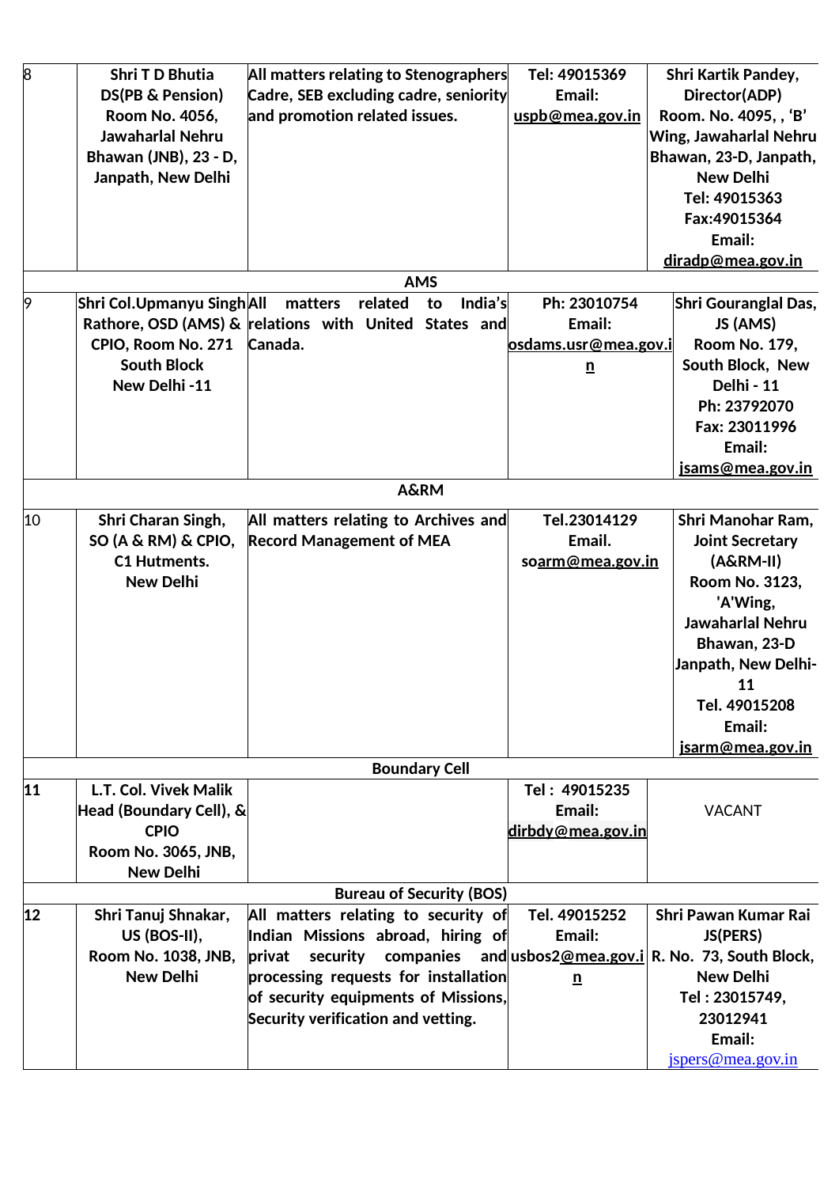| | | | | |
|---|---|---|---|---|
| 8 | **Shri T D Bhutia DS(PB & Pension) Room No. 4056, Jawaharlal Nehru Bhawan (JNB), 23 - D, Janpath, New Delhi** | **All matters relating to Stenographers Cadre, SEB excluding cadre, seniority and promotion related issues.** | **Tel: 49015369 Email: uspb@mea.gov.in** | **Shri Kartik Pandey, Director(ADP) Room. No. 4095, , 'B' Wing, Jawaharlal Nehru Bhawan, 23-D, Janpath, New Delhi Tel: 49015363 Fax:49015364 Email: diradp@mea.gov.in** |
| | | **AMS** | | |
| 9 | **Shri Col.Upmanyu Singh Rathore, OSD (AMS) & CPIO, Room No. 271 South Block New Delhi -11** | **All matters related to India's relations with United States and Canada.** | **Ph: 23010754 Email: osdams.usr@mea.gov.in** | **Shri Gouranglal Das, JS (AMS) Room No. 179, South Block, New Delhi - 11 Ph: 23792070 Fax: 23011996 Email: jsams@mea.gov.in** |
| | | **A&RM** | | |
| 10 | **Shri Charan Singh, SO (A & RM) & CPIO, C1 Hutments. New Delhi** | **All matters relating to Archives and Record Management of MEA** | **Tel.23014129 Email. soarm@mea.gov.in** | **Shri Manohar Ram, Joint Secretary (A&RM-II) Room No. 3123, 'A'Wing, Jawaharlal Nehru Bhawan, 23-D Janpath, New Delhi-11 Tel. 49015208 Email: jsarm@mea.gov.in** |
| | | **Boundary Cell** | | |
| **11** | **L.T. Col. Vivek Malik Head (Boundary Cell), & CPIO Room No. 3065, JNB, New Delhi** | | **Tel : 49015235 Email: dirbdy@mea.gov.in** | VACANT |
| | | **Bureau of Security (BOS)** | | |
| **12** | **Shri Tanuj Shnakar, US (BOS-II), Room No. 1038, JNB, New Delhi** | **All matters relating to security of Indian Missions abroad, hiring of privat security companies and processing requests for installation of security equipments of Missions, Security verification and vetting.** | **Tel. 49015252 Email: usbos2@mea.gov.in** | **Shri Pawan Kumar Rai JS(PERS) R. No. 73, South Block, New Delhi Tel : 23015749, 23012941 Email:** jspers@mea.gov.in |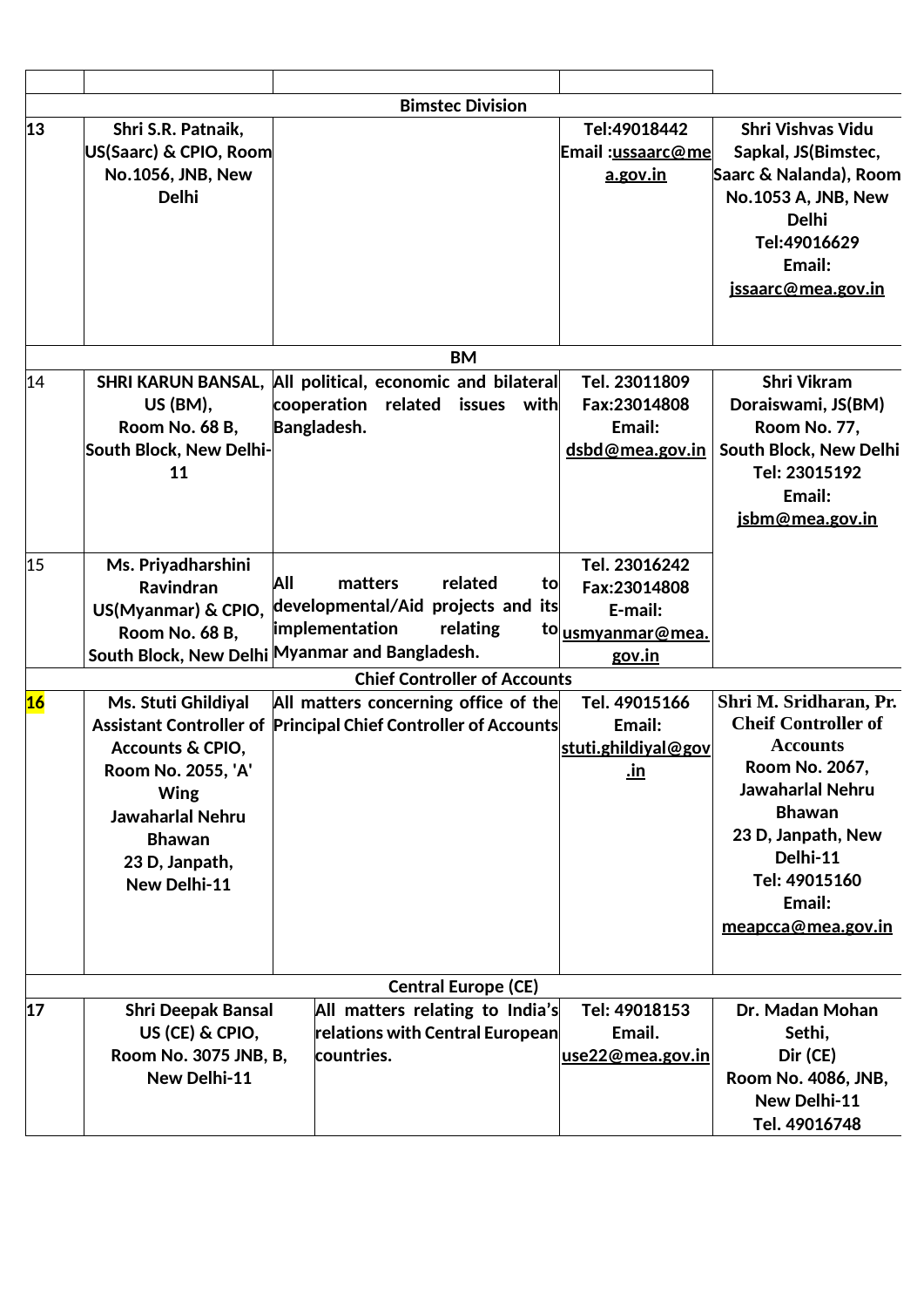| | | | | |
|---|---|---|---|---|
| **Bimstec Division** | | | | |
| **13** | **Shri S.R. Patnaik, US(Saarc) & CPIO, Room No.1056, JNB, New Delhi** | | **Tel:49018442 Email :ussaarc@mea.gov.in** | **Shri Vishvas Vidu Sapkal, JS(Bimstec, Saarc & Nalanda), Room No.1053 A, JNB, New Delhi Tel:49016629 Email: jssaarc@mea.gov.in** |
| **BM** | | | | |
| 14 | **SHRI KARUN BANSAL, US (BM), Room No. 68 B, South Block, New Delhi-11** | **All political, economic and bilateral cooperation related issues with Bangladesh.** | **Tel. 23011809 Fax:23014808 Email: dsbd@mea.gov.in** | **Shri Vikram Doraiswami, JS(BM) Room No. 77, South Block, New Delhi Tel: 23015192 Email: jsbm@mea.gov.in** |
| 15 | **Ms. Priyadharshini Ravindran US(Myanmar) & CPIO, Room No. 68 B, South Block, New Delhi** | **All matters related to developmental/Aid projects and its implementation relating to Myanmar and Bangladesh.** | **Tel. 23016242 Fax:23014808 E-mail: usmyanmar@mea.gov.in** | |
| **Chief Controller of Accounts** | | | | |
| **16** | **Ms. Stuti Ghildiyal Assistant Controller of Accounts & CPIO, Room No. 2055, 'A' Wing Jawaharlal Nehru Bhawan 23 D, Janpath, New Delhi-11** | **All matters concerning office of the Principal Chief Controller of Accounts** | **Tel. 49015166 Email: stuti.ghildiyal@gov.in** | **Shri M. Sridharan, Pr. Cheif Controller of Accounts Room No. 2067, Jawaharlal Nehru Bhawan 23 D, Janpath, New Delhi-11 Tel: 49015160 Email: meapcca@mea.gov.in** |
| **Central Europe (CE)** | | | | |
| **17** | **Shri Deepak Bansal US (CE) & CPIO, Room No. 3075 JNB, B, New Delhi-11** | **All matters relating to India's relations with Central European countries.** | **Tel: 49018153 Email. use22@mea.gov.in** | **Dr. Madan Mohan Sethi, Dir (CE) Room No. 4086, JNB, New Delhi-11 Tel. 49016748** |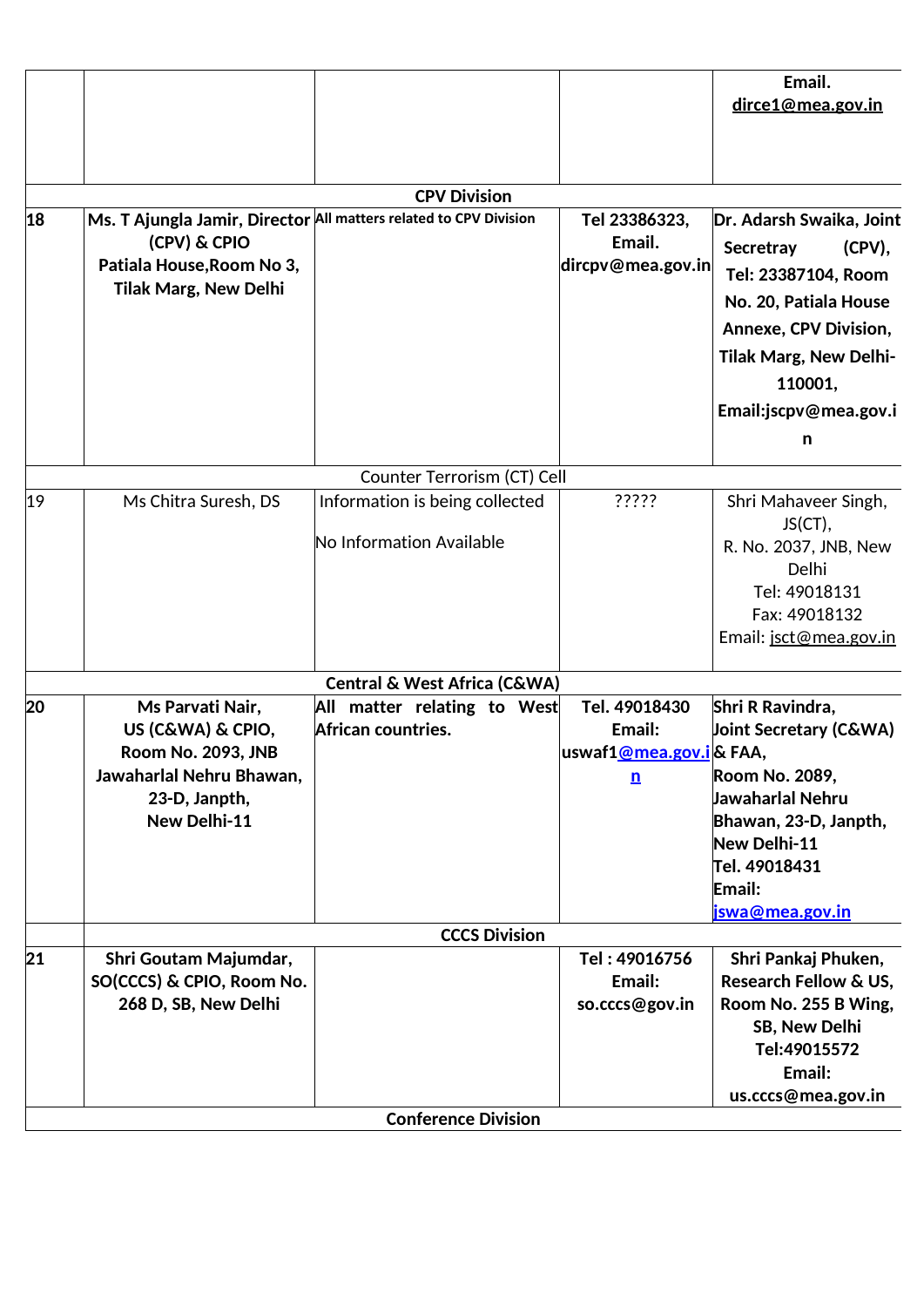| | | | | |
|---|---|---|---|---|
| | | | | **Email. dirce1@mea.gov.in** |
| | | **CPV Division** | | |
| **18** | **Ms. T Ajungla Jamir, Director (CPV) & CPIO Patiala House,Room No 3, Tilak Marg, New Delhi** | **All matters related to CPV Division** | **Tel 23386323, Email. dircpv@mea.gov.in** | **Dr. Adarsh Swaika, Joint Secretray (CPV), Tel: 23387104, Room No. 20, Patiala House Annexe, CPV Division, Tilak Marg, New Delhi-110001, Email:jscpv@mea.gov.in** |
| | | Counter Terrorism (CT) Cell | | |
| 19 | Ms Chitra Suresh, DS | Information is being collected<br><br>No Information Available | ????? | Shri Mahaveer Singh, JS(CT), R. No. 2037, JNB, New Delhi Tel: 49018131 Fax: 49018132 Email: jsct@mea.gov.in |
| | | **Central & West Africa (C&WA)** | | |
| **20** | **Ms Parvati Nair, US (C&WA) & CPIO, Room No. 2093, JNB Jawaharlal Nehru Bhawan, 23-D, Janpth, New Delhi-11** | **All matter relating to West African countries.** | **Tel. 49018430 Email: uswaf1@mea.gov.in** | **Shri R Ravindra, Joint Secretary (C&WA) & FAA, Room No. 2089, Jawaharlal Nehru Bhawan, 23-D, Janpth, New Delhi-11 Tel. 49018431 Email: jswa@mea.gov.in** |
| | | **CCCS Division** | | |
| **21** | **Shri Goutam Majumdar, SO(CCCS) & CPIO, Room No. 268 D, SB, New Delhi** | | **Tel : 49016756 Email: so.cccs@gov.in** | **Shri Pankaj Phuken, Research Fellow & US, Room No. 255 B Wing, SB, New Delhi Tel:49015572 Email: us.cccs@mea.gov.in** |
| | | **Conference Division** | | |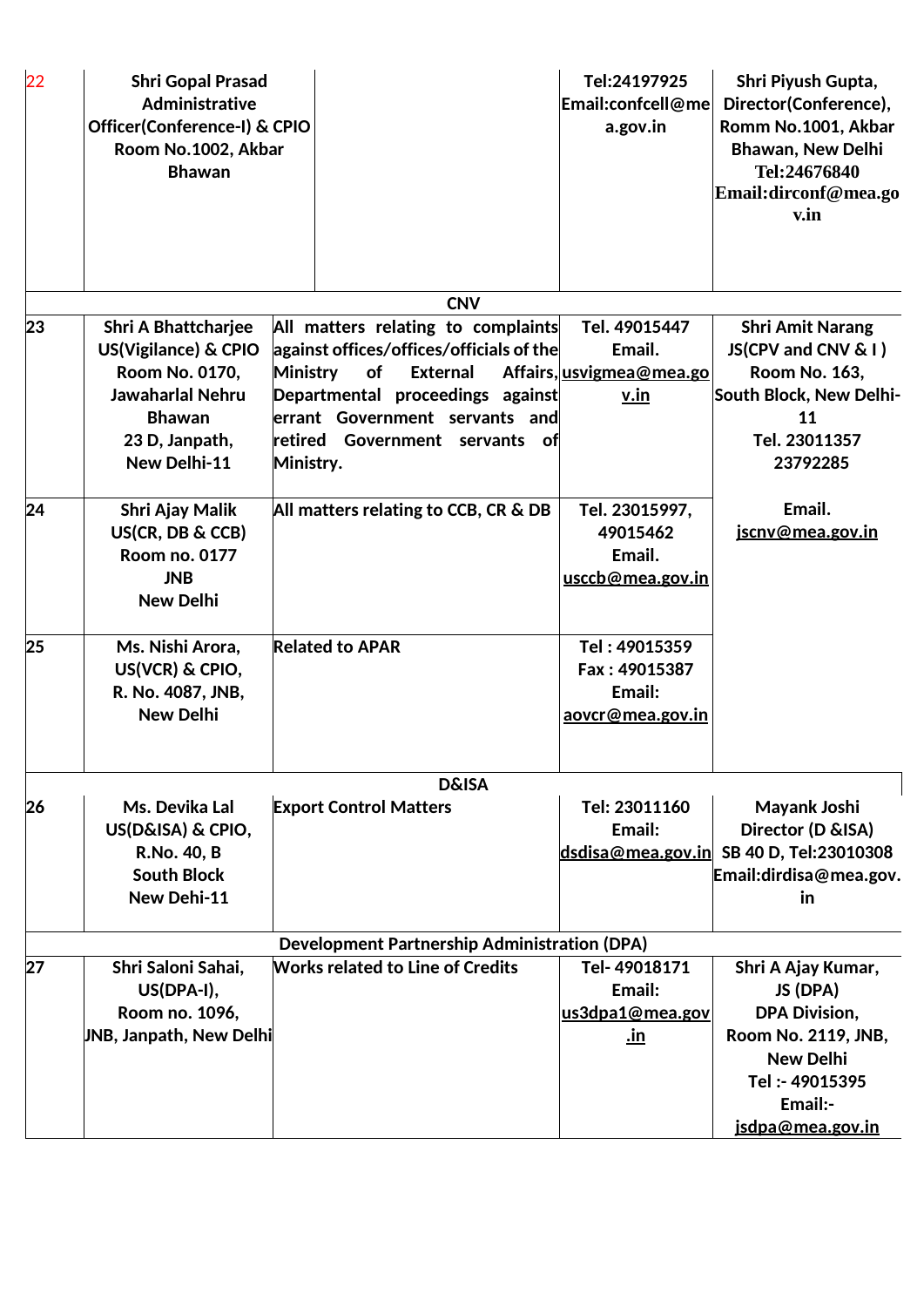| 22 | Shri Gopal Prasad Administrative Officer(Conference-I) & CPIO Room No.1002, Akbar Bhawan | | Tel:24197925 Email:confcell@mea.gov.in | Shri Piyush Gupta, Director(Conference), Romm No.1001, Akbar Bhawan, New Delhi Tel:24676840 Email:dirconf@mea.gov.in |
|---|---|---|---|---|
| **CNV** | | | | |
| 23 | Shri A Bhattcharjee US(Vigilance) & CPIO Room No. 0170, Jawaharlal Nehru Bhawan 23 D, Janpath, New Delhi-11 | All matters relating to complaints against offices/offices/officials of the Ministry of External Affairs, Departmental proceedings against errant Government servants and retired Government servants of Ministry. | Tel. 49015447 Email. usvigmea@mea.gov.in | Shri Amit Narang JS(CPV and CNV & I ) Room No. 163, South Block, New Delhi-11 Tel. 23011357 23792285 Email. jscnv@mea.gov.in |
| 24 | Shri Ajay Malik US(CR, DB & CCB) Room no. 0177 JNB New Delhi | All matters relating to CCB, CR & DB | Tel. 23015997, 49015462 Email. usccb@mea.gov.in | |
| 25 | Ms. Nishi Arora, US(VCR) & CPIO, R. No. 4087, JNB, New Delhi | Related to APAR | Tel : 49015359 Fax : 49015387 Email: aovcr@mea.gov.in | |
| **D&ISA** | | | | |
| 26 | Ms. Devika Lal US(D&ISA) & CPIO, R.No. 40, B South Block New Dehi-11 | Export Control Matters | Tel: 23011160 Email: dsdisa@mea.gov.in | Mayank Joshi Director (D &ISA) SB 40 D, Tel:23010308 Email:dirdisa@mea.gov.in |
| **Development Partnership Administration (DPA)** | | | | |
| 27 | Shri Saloni Sahai, US(DPA-I), Room no. 1096, JNB, Janpath, New Delhi | Works related to Line of Credits | Tel- 49018171 Email: us3dpa1@mea.gov.in | Shri A Ajay Kumar, JS (DPA) DPA Division, Room No. 2119, JNB, New Delhi Tel :- 49015395 Email:- jsdpa@mea.gov.in |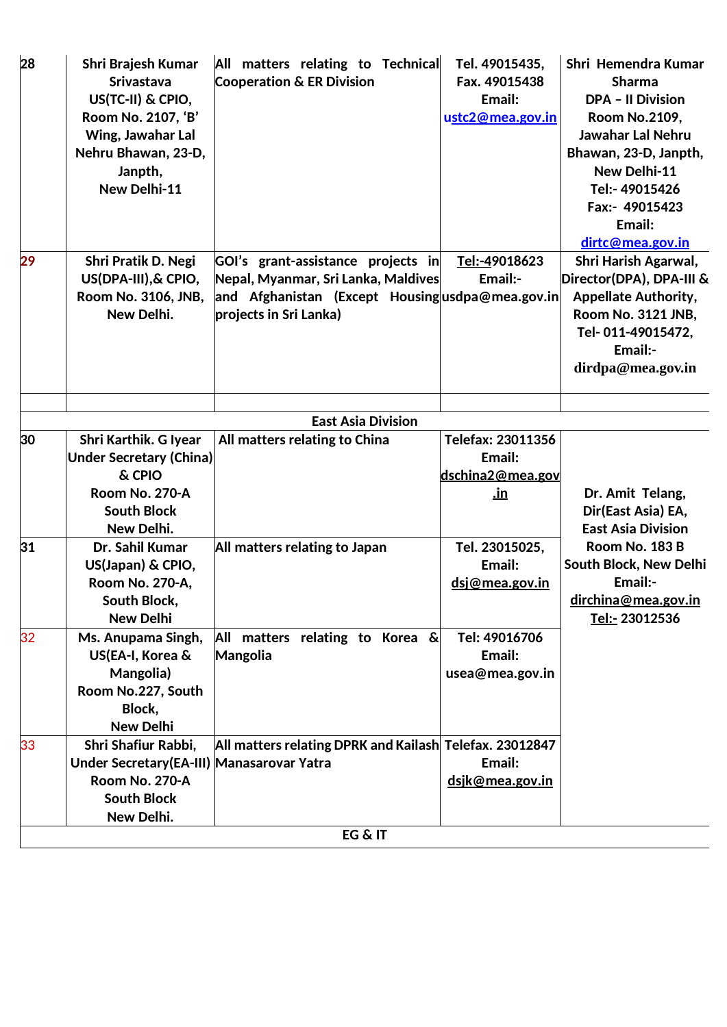| | | | | |
|---|---|---|---|---|
| 28 | Shri Brajesh Kumar Srivastava US(TC-II) & CPIO, Room No. 2107, 'B' Wing, Jawahar Lal Nehru Bhawan, 23-D, Janpth, New Delhi-11 | All matters relating to Technical Cooperation & ER Division | Tel. 49015435, Fax. 49015438 Email: ustc2@mea.gov.in | Shri Hemendra Kumar Sharma DPA – II Division Room No.2109, Jawahar Lal Nehru Bhawan, 23-D, Janpth, New Delhi-11 Tel:- 49015426 Fax:- 49015423 Email: dirtc@mea.gov.in |
| 29 | Shri Pratik D. Negi US(DPA-III),& CPIO, Room No. 3106, JNB, New Delhi. | GOI's grant-assistance projects in Nepal, Myanmar, Sri Lanka, Maldives and Afghanistan (Except Housing projects in Sri Lanka) | Tel:-49018623 Email:- usdpa@mea.gov.in | Shri Harish Agarwal, Director(DPA), DPA-III & Appellate Authority, Room No. 3121 JNB, Tel- 011-49015472, Email:- dirdpa@mea.gov.in |
| | | | | |
| | | **East Asia Division** | | |
| 30 | Shri Karthik. G Iyear Under Secretary (China) & CPIO Room No. 270-A South Block New Delhi. | All matters relating to China | Telefax: 23011356 Email: dschina2@mea.gov.in | Dr. Amit Telang, Dir(East Asia) EA, East Asia Division Room No. 183 B South Block, New Delhi Email:- dirchina@mea.gov.in Tel:- 23012536 |
| 31 | Dr. Sahil Kumar US(Japan) & CPIO, Room No. 270-A, South Block, New Delhi | All matters relating to Japan | Tel. 23015025, Email: dsj@mea.gov.in | |
| 32 | Ms. Anupama Singh, US(EA-I, Korea & Mangolia) Room No.227, South Block, New Delhi | All matters relating to Korea & Mangolia | Tel: 49016706 Email: usea@mea.gov.in | |
| 33 | Shri Shafiur Rabbi, Under Secretary(EA-III) Room No. 270-A South Block New Delhi. | All matters relating DPRK and Kailash Manasarovar Yatra | Telefax. 23012847 Email: dsjk@mea.gov.in | |
| | | **EG & IT** | | |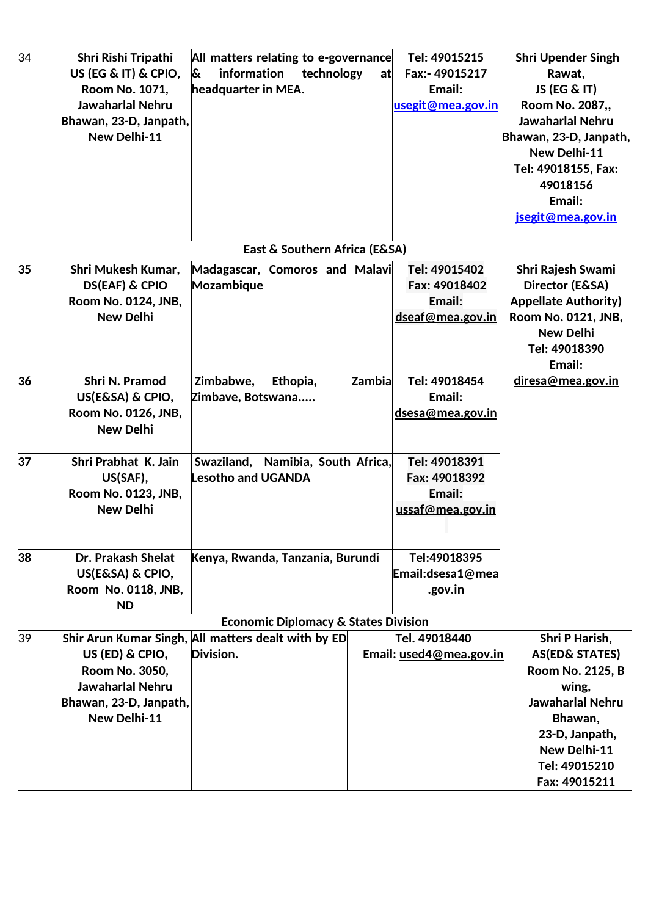| | | | | |
|---|---|---|---|---|
| 34 | **Shri Rishi Tripathi US (EG & IT) & CPIO, Room No. 1071, Jawaharlal Nehru Bhawan, 23-D, Janpath, New Delhi-11** | **All matters relating to e-governance & information technology at headquarter in MEA.** | **Tel: 49015215 Fax:- 49015217 Email: usegit@mea.gov.in** | **Shri Upender Singh Rawat, JS (EG & IT) Room No. 2087,, Jawaharlal Nehru Bhawan, 23-D, Janpath, New Delhi-11 Tel: 49018155, Fax: 49018156 Email: jsegit@mea.gov.in** |
| | | **East & Southern Africa (E&SA)** | | |
| **35** | **Shri Mukesh Kumar, DS(EAF) & CPIO Room No. 0124, JNB, New Delhi** | **Madagascar, Comoros and Malavi Mozambique** | **Tel: 49015402 Fax: 49018402 Email: dseaf@mea.gov.in** | **Shri Rajesh Swami Director (E&SA) Appellate Authority) Room No. 0121, JNB, New Delhi Tel: 49018390 Email: diresa@mea.gov.in** |
| **36** | **Shri N. Pramod US(E&SA) & CPIO, Room No. 0126, JNB, New Delhi** | **Zimbabwe, Ethopia, Zambia Zimbave, Botswana.....** | **Tel: 49018454 Email: dsesa@mea.gov.in** | |
| **37** | **Shri Prabhat K. Jain US(SAF), Room No. 0123, JNB, New Delhi** | **Swaziland, Namibia, South Africa, Lesotho and UGANDA** | **Tel: 49018391 Fax: 49018392 Email: ussaf@mea.gov.in** | |
| **38** | **Dr. Prakash Shelat US(E&SA) & CPIO, Room No. 0118, JNB, ND** | **Kenya, Rwanda, Tanzania, Burundi** | **Tel:49018395 Email:dsesa1@mea.gov.in** | |
| | | **Economic Diplomacy & States Division** | | |
| 39 | **Shir Arun Kumar Singh, US (ED) & CPIO, Room No. 3050, Jawaharlal Nehru Bhawan, 23-D, Janpath, New Delhi-11** | **All matters dealt with by ED Division.** | **Tel. 49018440 Email: used4@mea.gov.in** | **Shri P Harish, AS(ED& STATES) Room No. 2125, B wing, Jawaharlal Nehru Bhawan, 23-D, Janpath, New Delhi-11 Tel: 49015210 Fax: 49015211** |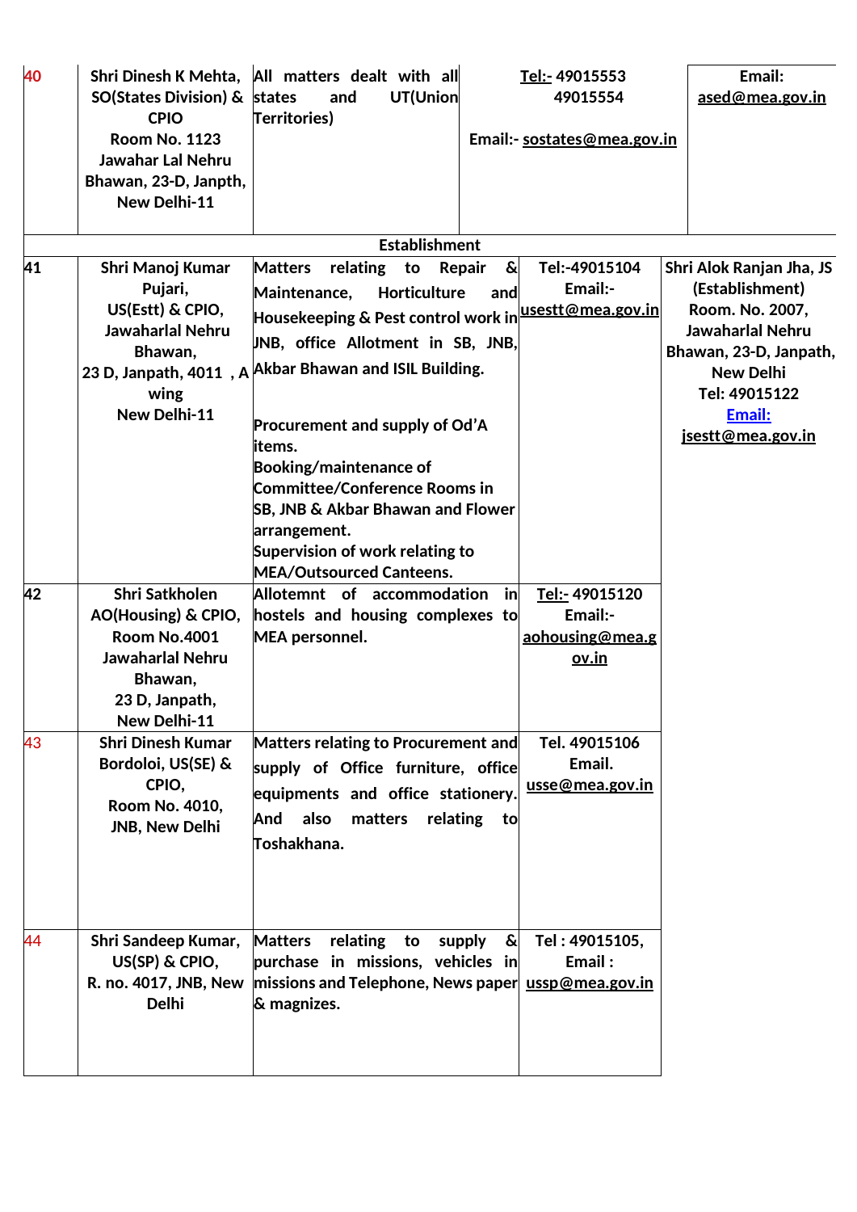| | | | | |
|---|---|---|---|---|
| 40 | Shri Dinesh K Mehta, SO(States Division) & CPIO Room No. 1123 Jawahar Lal Nehru Bhawan, 23-D, Janpth, New Delhi-11 | All matters dealt with all states and UT(Union Territories) | Tel:- 49015553 49015554 Email:- sostates@mea.gov.in | Email: ased@mea.gov.in |
| | | **Establishment** | | |
| 41 | Shri Manoj Kumar Pujari, US(Estt) & CPIO, Jawaharlal Nehru Bhawan, 23 D, Janpath, 4011 , A wing New Delhi-11 | Matters relating to Repair & Maintenance, Horticulture and Housekeeping & Pest control work in JNB, office Allotment in SB, JNB, Akbar Bhawan and ISIL Building.<br><br>Procurement and supply of Od'A items.<br>Booking/maintenance of Committee/Conference Rooms in SB, JNB & Akbar Bhawan and Flower arrangement.<br>Supervision of work relating to MEA/Outsourced Canteens. | Tel:-49015104 Email:- usestt@mea.gov.in | Shri Alok Ranjan Jha, JS (Establishment) Room. No. 2007, Jawaharlal Nehru Bhawan, 23-D, Janpath, New Delhi Tel: 49015122 Email: jsestt@mea.gov.in |
| 42 | Shri Satkholen AO(Housing) & CPIO, Room No.4001 Jawaharlal Nehru Bhawan, 23 D, Janpath, New Delhi-11 | Allotment of accommodation in hostels and housing complexes to MEA personnel. | Tel:- 49015120 Email:- aohousing@mea.gov.in | |
| 43 | Shri Dinesh Kumar Bordoloi, US(SE) & CPIO, Room No. 4010, JNB, New Delhi | Matters relating to Procurement and supply of Office furniture, office equipments and office stationery. And also matters relating to Toshakhana. | Tel. 49015106 Email. usse@mea.gov.in | |
| 44 | Shri Sandeep Kumar, US(SP) & CPIO, R. no. 4017, JNB, New Delhi | Matters relating to supply & purchase in missions, vehicles in missions and Telephone, News paper & magnizes. | Tel : 49015105, Email : ussp@mea.gov.in | |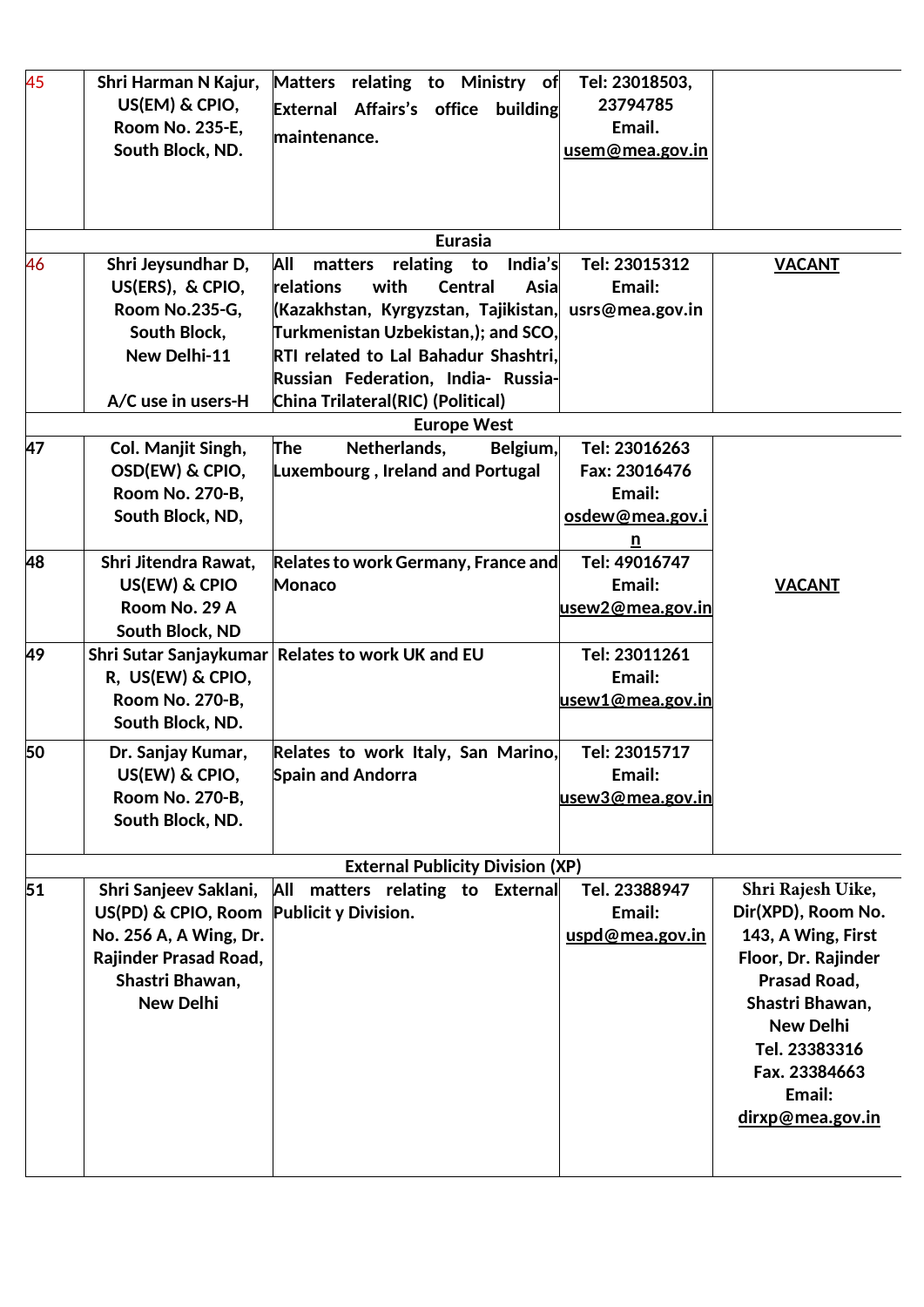| | | | | |
|---|---|---|---|---|
| 45 | Shri Harman N Kajur, US(EM) & CPIO, Room No. 235-E, South Block, ND. | Matters relating to Ministry of External Affairs's office building maintenance. | Tel: 23018503, 23794785 Email. usem@mea.gov.in | |
| | | **Eurasia** | | |
| 46 | Shri Jeysundhar D, US(ERS), & CPIO, Room No.235-G, South Block, New Delhi-11<br><br>A/C use in users-H | All matters relating to India's relations with Central Asia (Kazakhstan, Kyrgyzstan, Tajikistan, Turkmenistan Uzbekistan,); and SCO, RTI related to Lal Bahadur Shashtri, Russian Federation, India- Russia-China Trilateral(RIC) (Political) | Tel: 23015312 Email: usrs@mea.gov.in | VACANT |
| | | **Europe West** | | |
| 47 | Col. Manjit Singh, OSD(EW) & CPIO, Room No. 270-B, South Block, ND, | The Netherlands, Belgium, Luxembourg , Ireland and Portugal | Tel: 23016263 Fax: 23016476 Email: osdew@mea.gov.in | VACANT |
| 48 | Shri Jitendra Rawat, US(EW) & CPIO Room No. 29 A South Block, ND | Relates to work Germany, France and Monaco | Tel: 49016747 Email: usew2@mea.gov.in | |
| 49 | Shri Sutar Sanjaykumar R, US(EW) & CPIO, Room No. 270-B, South Block, ND. | Relates to work UK and EU | Tel: 23011261 Email: usew1@mea.gov.in | |
| 50 | Dr. Sanjay Kumar, US(EW) & CPIO, Room No. 270-B, South Block, ND. | Relates to work Italy, San Marino, Spain and Andorra | Tel: 23015717 Email: usew3@mea.gov.in | |
| | | **External Publicity Division (XP)** | | |
| 51 | Shri Sanjeev Saklani, US(PD) & CPIO, Room No. 256 A, A Wing, Dr. Rajinder Prasad Road, Shastri Bhawan, New Delhi | All matters relating to External Publicit y Division. | Tel. 23388947 Email: uspd@mea.gov.in | Shri Rajesh Uike, Dir(XPD), Room No. 143, A Wing, First Floor, Dr. Rajinder Prasad Road, Shastri Bhawan, New Delhi Tel. 23383316 Fax. 23384663 Email: dirxp@mea.gov.in |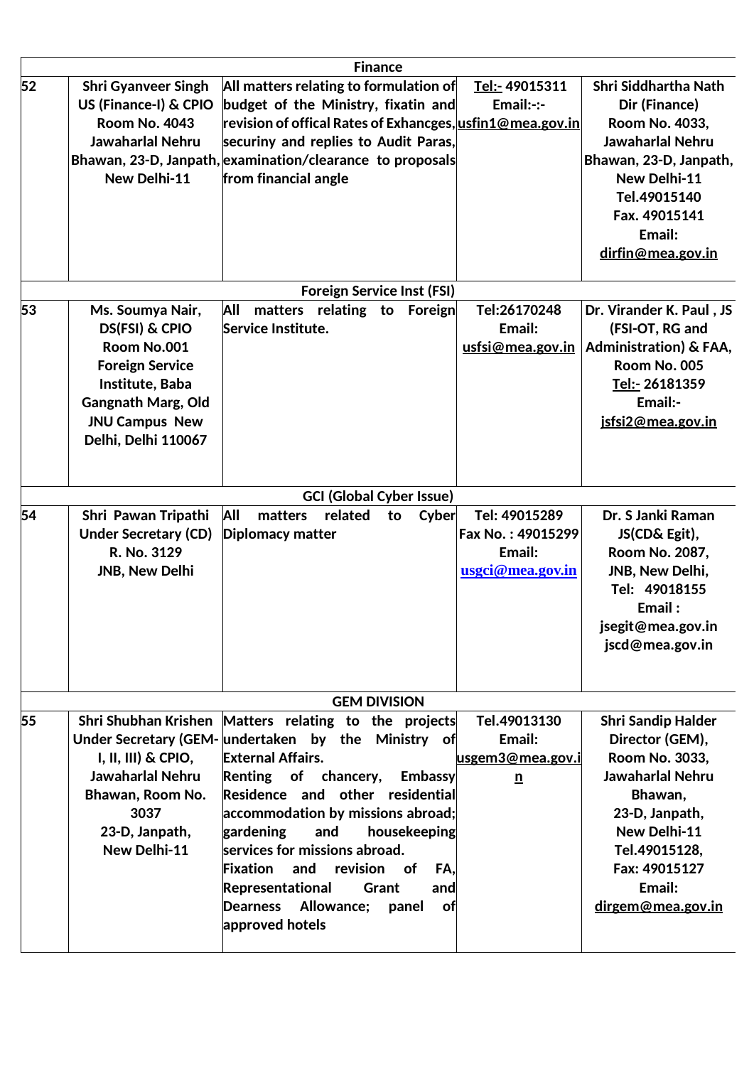| | | | | |
|---|---|---|---|---|
| **Finance** | | | | |
| **52** | **Shri Gyanveer Singh US (Finance-I) & CPIO Room No. 4043 Jawaharlal Nehru Bhawan, 23-D, Janpath, New Delhi-11** | **All matters relating to formulation of budget of the Ministry, fixatin and revision of offical Rates of Exhancges, securiny and replies to Audit Paras, examination/clearance to proposals from financial angle** | **Tel:- 49015311 Email:-:- usfin1@mea.gov.in** | **Shri Siddhartha Nath Dir (Finance) Room No. 4033, Jawaharlal Nehru Bhawan, 23-D, Janpath, New Delhi-11 Tel.49015140 Fax. 49015141 Email: dirfin@mea.gov.in** |
| **Foreign Service Inst (FSI)** | | | | |
| **53** | **Ms. Soumya Nair, DS(FSI) & CPIO Room No.001 Foreign Service Institute, Baba Gangnath Marg, Old JNU Campus New Delhi, Delhi 110067** | **All matters relating to Foreign Service Institute.** | **Tel:26170248 Email: usfsi@mea.gov.in** | **Dr. Virander K. Paul , JS (FSI-OT, RG and Administration) & FAA, Room No. 005 Tel:- 26181359 Email:- jsfsi2@mea.gov.in** |
| **GCI (Global Cyber Issue)** | | | | |
| **54** | **Shri Pawan Tripathi Under Secretary (CD) R. No. 3129 JNB, New Delhi** | **All matters related to Cyber Diplomacy matter** | **Tel: 49015289 Fax No. : 49015299 Email: usgci@mea.gov.in** | **Dr. S Janki Raman JS(CD& Egit), Room No. 2087, JNB, New Delhi, Tel: 49018155 Email : jsegit@mea.gov.in jscd@mea.gov.in** |
| **GEM DIVISION** | | | | |
| **55** | **Shri Shubhan Krishen Under Secretary (GEM-I, II, III) & CPIO, Jawaharlal Nehru Bhawan, Room No. 3037 23-D, Janpath, New Delhi-11** | **Matters relating to the projects undertaken by the Ministry of External Affairs. Renting of chancery, Embassy Residence and other residential accommodation by missions abroad; gardening and housekeeping services for missions abroad. Fixation and revision of FA, Representational Grant and Dearness Allowance; panel of approved hotels** | **Tel.49013130 Email: usgem3@mea.gov.in** | **Shri Sandip Halder Director (GEM), Room No. 3033, Jawaharlal Nehru Bhawan, 23-D, Janpath, New Delhi-11 Tel.49015128, Fax: 49015127 Email: dirgem@mea.gov.in** |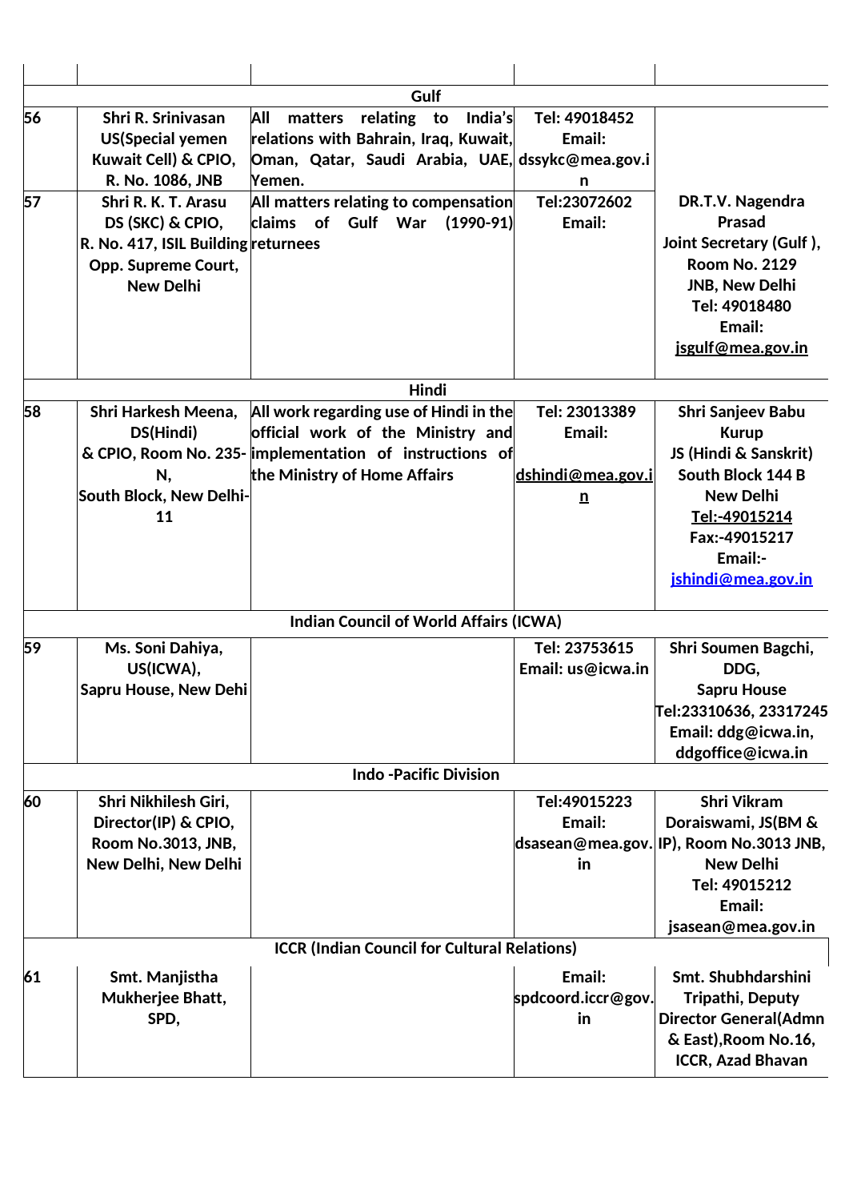| | | | | |
|---|---|---|---|---|
| | | **Gulf** | | |
| 56 | **Shri R. Srinivasan US(Special yemen Kuwait Cell) & CPIO, R. No. 1086, JNB** | **All matters relating to India's relations with Bahrain, Iraq, Kuwait, Oman, Qatar, Saudi Arabia, UAE, Yemen.** | **Tel: 49018452 Email: dssykc@mea.gov.in** | **DR.T.V. Nagendra Prasad Joint Secretary (Gulf ), Room No. 2129 JNB, New Delhi Tel: 49018480 Email: jsgulf@mea.gov.in** |
| 57 | **Shri R. K. T. Arasu DS (SKC) & CPIO, R. No. 417, ISIL Building Opp. Supreme Court, New Delhi** | **All matters relating to compensation claims of Gulf War (1990-91) returnees** | **Tel:23072602 Email:** | |
| | | **Hindi** | | |
| 58 | **Shri Harkesh Meena, DS(Hindi) & CPIO, Room No. 235-N, South Block, New Delhi-11** | **All work regarding use of Hindi in the official work of the Ministry and implementation of instructions of the Ministry of Home Affairs** | **Tel: 23013389 Email: dshindi@mea.gov.in** | **Shri Sanjeev Babu Kurup JS (Hindi & Sanskrit) South Block 144 B New Delhi Tel:-49015214 Fax:-49015217 Email:- jshindi@mea.gov.in** |
| | | **Indian Council of World Affairs (ICWA)** | | |
| 59 | **Ms. Soni Dahiya, US(ICWA), Sapru House, New Dehi** | | **Tel: 23753615 Email: us@icwa.in** | **Shri Soumen Bagchi, DDG, Sapru House Tel:23310636, 23317245 Email: ddg@icwa.in, ddgoffice@icwa.in** |
| | | **Indo -Pacific Division** | | |
| 60 | **Shri Nikhilesh Giri, Director(IP) & CPIO, Room No.3013, JNB, New Delhi, New Delhi** | | **Tel:49015223 Email: dsasean@mea.gov.in** | **Shri Vikram Doraiswami, JS(BM & IP), Room No.3013 JNB, New Delhi Tel: 49015212 Email: jsasean@mea.gov.in** |
| | | **ICCR (Indian Council for Cultural Relations)** | | |
| 61 | **Smt. Manjistha Mukherjee Bhatt, SPD,** | | **Email: spdcoord.iccr@gov.in** | **Smt. Shubhdarshini Tripathi, Deputy Director General(Admn & East),Room No.16, ICCR, Azad Bhavan** |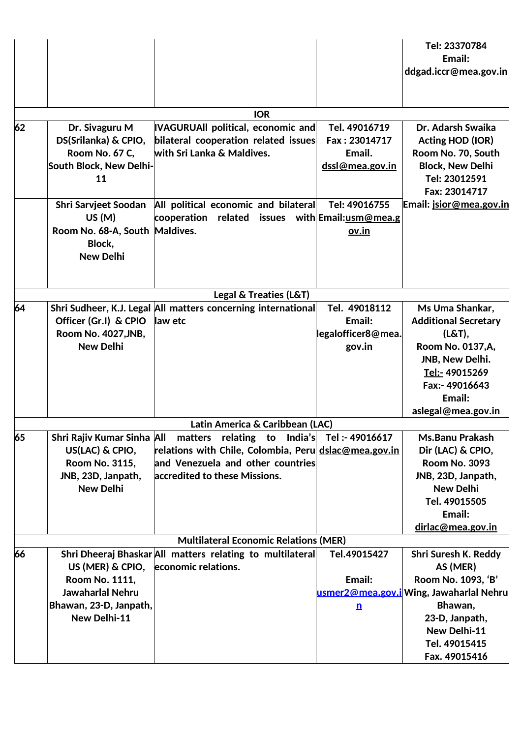| | | | | |
|---|---|---|---|---|
| | | | | Tel: 23370784<br>Email:<br>ddgad.iccr@mea.gov.in |
| | | **IOR** | | |
| 62 | Dr. Sivaguru M<br>DS(Srilanka) & CPIO,<br>Room No. 67 C,<br>South Block, New Delhi-11 | IVAGURUAll political, economic and bilateral cooperation related issues with Sri Lanka & Maldives. | Tel. 49016719<br>Fax : 23014717<br>Email.<br>dssl@mea.gov.in | Dr. Adarsh Swaika<br>Acting HOD (IOR)<br>Room No. 70, South Block, New Delhi<br>Tel: 23012591<br>Fax: 23014717<br>Email: jsior@mea.gov.in |
| | Shri Sarvjeet Soodan<br>US (M)<br>Room No. 68-A, South Block,<br>New Delhi | All political economic and bilateral cooperation related issues with Maldives. | Tel: 49016755<br>Email:usm@mea.gov.in | |
| | | **Legal & Treaties (L&T)** | | |
| 64 | Shri Sudheer, K.J. Legal Officer (Gr.I) & CPIO<br>Room No. 4027,JNB,<br>New Delhi | All matters concerning international law etc | Tel. 49018112<br>Email:<br>legalofficer8@mea.gov.in | Ms Uma Shankar,<br>Additional Secretary (L&T),<br>Room No. 0137,A,<br>JNB, New Delhi.<br>Tel:- 49015269<br>Fax:- 49016643<br>Email:<br>aslegal@mea.gov.in |
| | | **Latin America & Caribbean (LAC)** | | |
| 65 | Shri Rajiv Kumar Sinha<br>US(LAC) & CPIO,<br>Room No. 3115,<br>JNB, 23D, Janpath,<br>New Delhi | All matters relating to India's relations with Chile, Colombia, Peru and Venezuela and other countries accredited to these Missions. | Tel :- 49016617<br>dslac@mea.gov.in | Ms.Banu Prakash<br>Dir (LAC) & CPIO,<br>Room No. 3093<br>JNB, 23D, Janpath,<br>New Delhi<br>Tel. 49015505<br>Email:<br>dirlac@mea.gov.in |
| | | **Multilateral Economic Relations (MER)** | | |
| 66 | Shri Dheeraj Bhaskar<br>US (MER) & CPIO,<br>Room No. 1111,<br>Jawaharlal Nehru Bhawan, 23-D, Janpath,<br>New Delhi-11 | All matters relating to multilateral economic relations. | Tel.49015427<br><br>Email:<br>usmer2@mea.gov.in | Shri Suresh K. Reddy<br>AS (MER)<br>Room No. 1093, 'B' Wing, Jawaharlal Nehru Bhawan,<br>23-D, Janpath,<br>New Delhi-11<br>Tel. 49015415<br>Fax. 49015416 |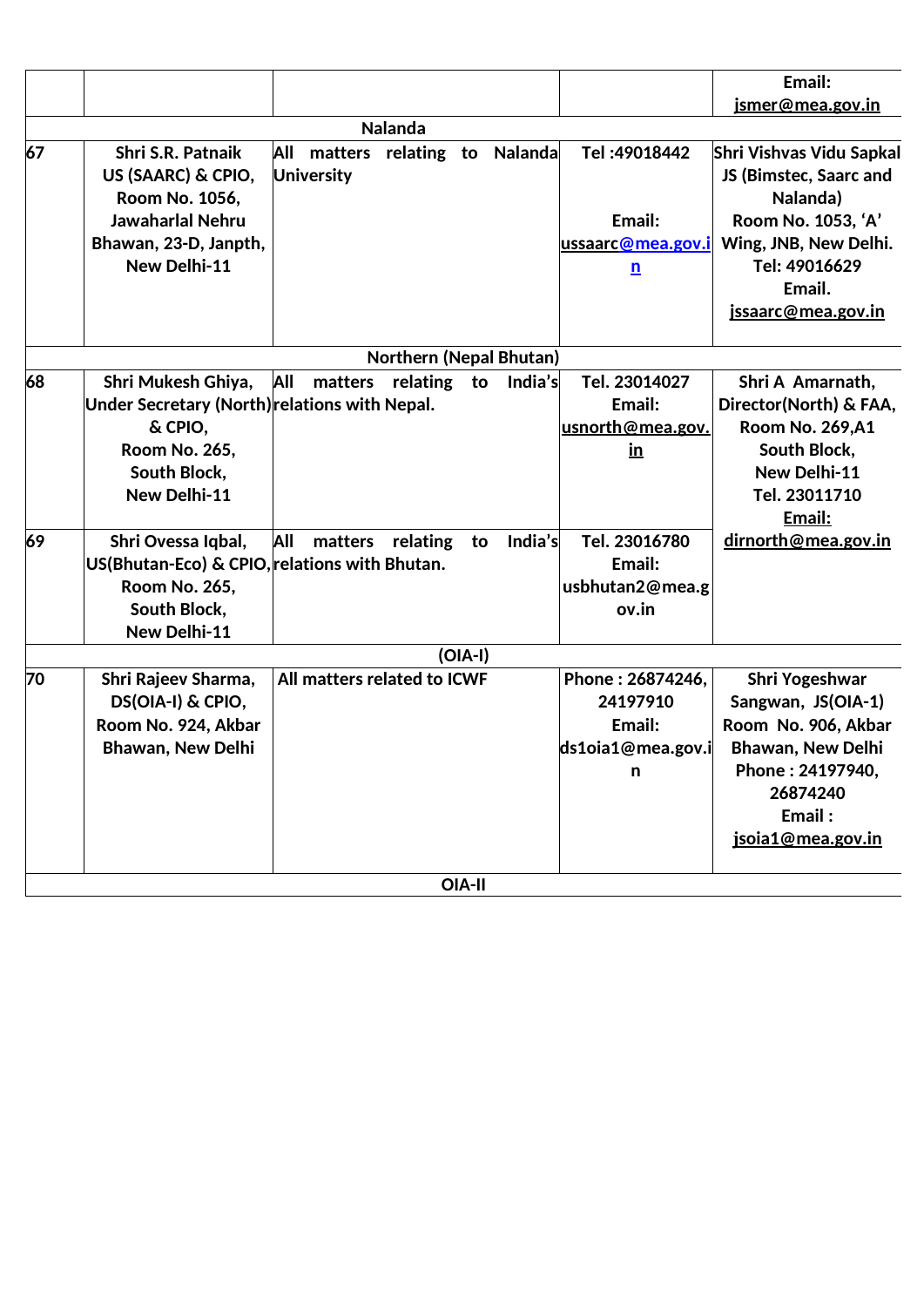| | | | | |
|---|---|---|---|---|
| | | | | Email: jsmer@mea.gov.in |
| **Nalanda** | | | | |
| 67 | Shri S.R. Patnaik US (SAARC) & CPIO, Room No. 1056, Jawaharlal Nehru Bhawan, 23-D, Janpth, New Delhi-11 | All matters relating to Nalanda University | Tel :49018442<br><br>Email: ussaarc@mea.gov.in | Shri Vishvas Vidu Sapkal JS (Bimstec, Saarc and Nalanda) Room No. 1053, 'A' Wing, JNB, New Delhi. Tel: 49016629 Email. jssaarc@mea.gov.in |
| **Northern (Nepal Bhutan)** | | | | |
| 68 | Shri Mukesh Ghiya, Under Secretary (North) & CPIO, Room No. 265, South Block, New Delhi-11 | All matters relating to India's relations with Nepal. | Tel. 23014027 Email: usnorth@mea.gov.in | Shri A Amarnath, Director(North) & FAA, Room No. 269,A1 South Block, New Delhi-11 Tel. 23011710 Email: dirnorth@mea.gov.in |
| 69 | Shri Ovessa Iqbal, US(Bhutan-Eco) & CPIO, Room No. 265, South Block, New Delhi-11 | All matters relating to India's relations with Bhutan. | Tel. 23016780 Email: usbhutan2@mea.gov.in | |
| **(OIA-I)** | | | | |
| 70 | Shri Rajeev Sharma, DS(OIA-I) & CPIO, Room No. 924, Akbar Bhawan, New Delhi | All matters related to ICWF | Phone : 26874246, 24197910 Email: ds1oia1@mea.gov.in | Shri Yogeshwar Sangwan, JS(OIA-1) Room No. 906, Akbar Bhawan, New Delhi Phone : 24197940, 26874240 Email : jsoia1@mea.gov.in |
| **OIA-II** | | | | |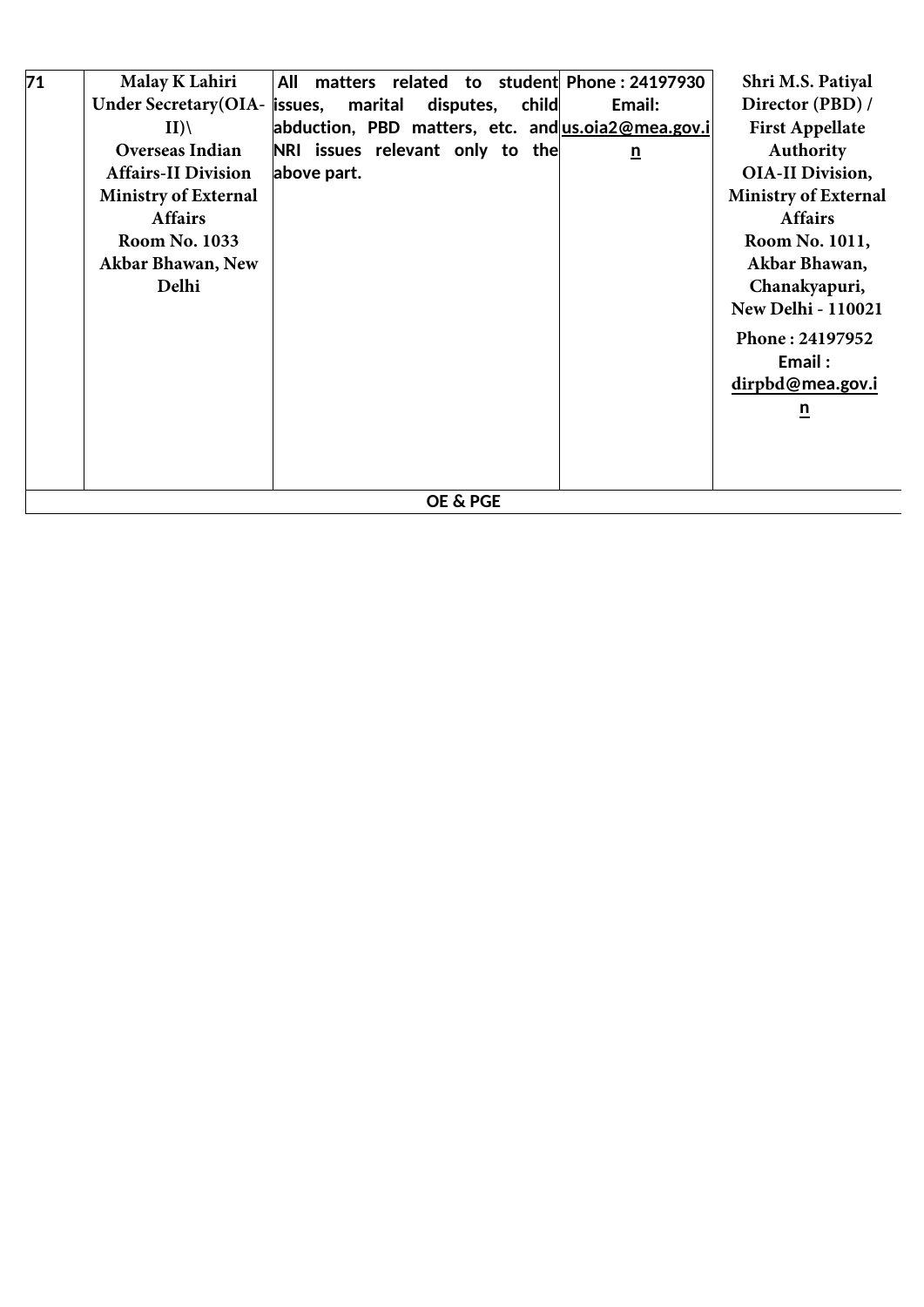| 71 | Malay K Lahiri<br>Under Secretary(OIA-II)\<br>Overseas Indian Affairs-II Division<br>Ministry of External Affairs<br>Room No. 1033<br>Akbar Bhawan, New Delhi | **All matters related to student issues, marital disputes, child abduction, PBD matters, etc. and NRI issues relevant only to the above part.** | **Phone : 24197930**<br>**Email:**<br>**us.oia2@mea.gov.in** | **Shri M.S. Patiyal**<br>**Director (PBD) /**<br>**First Appellate Authority**<br>**OIA-II Division,**<br>**Ministry of External Affairs**<br>**Room No. 1011,**<br>**Akbar Bhawan,**<br>**Chanakyapuri,**<br>**New Delhi - 110021**<br>**Phone : 24197952**<br>**Email :**<br>**dirpbd@mea.gov.in** |
|---|---|---|---|---|
| **OE & PGE** | | | | |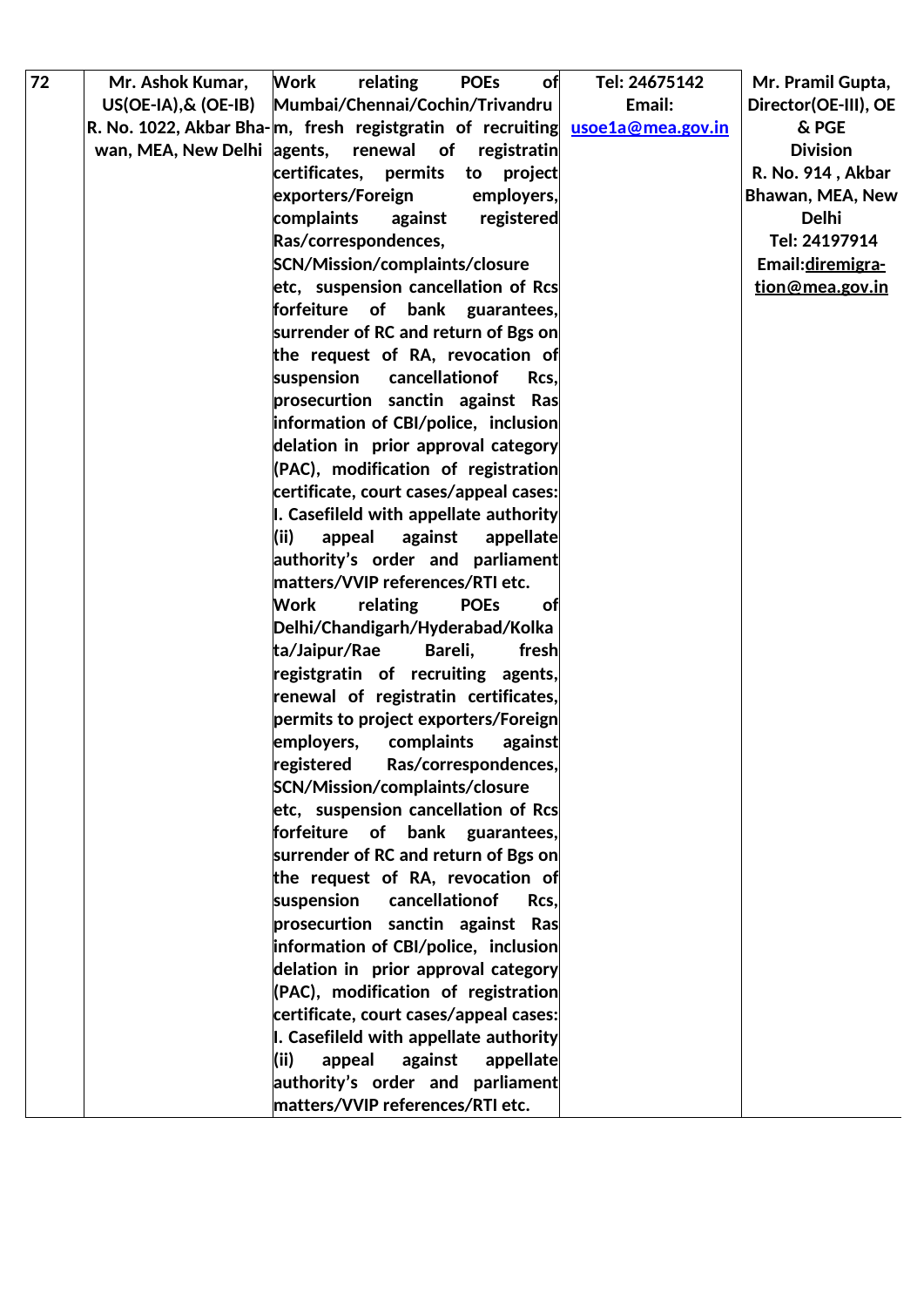| 72 | Mr. Ashok Kumar, US(OE-IA),& (OE-IB) R. No. 1022, Akbar Bhawan, MEA, New Delhi | Work relating POEs of Mumbai/Chennai/Cochin/Trivandrum, fresh registgratin of recruiting agents, renewal of registratin certificates, permits to project exporters/Foreign employers, complaints against registered Ras/correspondences, SCN/Mission/complaints/closure etc, suspension cancellation of Rcs forfeiture of bank guarantees, surrender of RC and return of Bgs on the request of RA, revocation of suspension cancellationof Rcs, prosecurtion sanctin against Ras information of CBI/police, inclusion delation in prior approval category (PAC), modification of registration certificate, court cases/appeal cases: I. Casefileld with appellate authority (ii) appeal against appellate authority's order and parliament matters/VVIP references/RTI etc.<br>Work relating POEs of Delhi/Chandigarh/Hyderabad/Kolkata/Jaipur/Rae Bareli, fresh registgratin of recruiting agents, renewal of registratin certificates, permits to project exporters/Foreign employers, complaints against registered Ras/correspondences, SCN/Mission/complaints/closure etc, suspension cancellation of Rcs forfeiture of bank guarantees, surrender of RC and return of Bgs on the request of RA, revocation of suspension cancellationof Rcs, prosecurtion sanctin against Ras information of CBI/police, inclusion delation in prior approval category (PAC), modification of registration certificate, court cases/appeal cases: I. Casefileld with appellate authority (ii) appeal against appellate authority's order and parliament matters/VVIP references/RTI etc. | Tel: 24675142 Email: usoe1a@mea.gov.in | Mr. Pramil Gupta, Director(OE-III), OE & PGE Division R. No. 914 , Akbar Bhawan, MEA, New Delhi Tel: 24197914 Email:diremigration@mea.gov.in |
|---|---|---|---|---|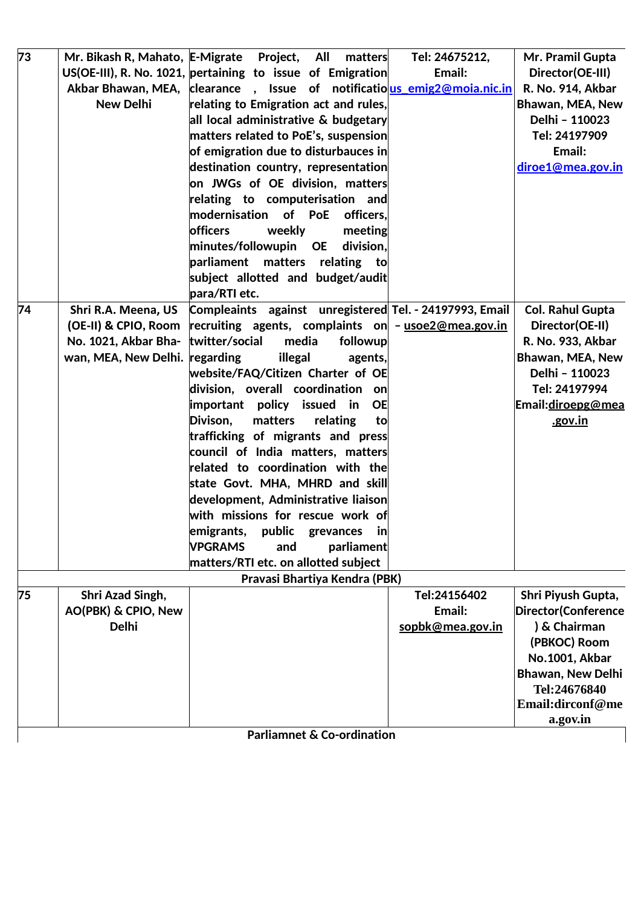| | | | | |
|---|---|---|---|---|
| 73 | Mr. Bikash R, Mahato, US(OE-III), R. No. 1021, Akbar Bhawan, MEA, New Delhi | E-Migrate Project, All matters pertaining to issue of Emigration clearance , Issue of notificatio relating to Emigration act and rules, all local administrative & budgetary matters related to PoE's, suspension of emigration due to disturbauces in destination country, representation on JWGs of OE division, matters relating to computerisation and modernisation of PoE officers, officers weekly meeting minutes/followupin OE division, parliament matters relating to subject allotted and budget/audit para/RTI etc. | Tel: 24675212, Email: us_emig2@moia.nic.in | Mr. Pramil Gupta Director(OE-III) R. No. 914, Akbar Bhawan, MEA, New Delhi – 110023 Tel: 24197909 Email: diroe1@mea.gov.in |
| 74 | Shri R.A. Meena, US (OE-II) & CPIO, Room No. 1021, Akbar Bhawan, MEA, New Delhi. | Compleaints against unregistered recruiting agents, complaints on twitter/social media followup regarding illegal agents, website/FAQ/Citizen Charter of OE division, overall coordination on important policy issued in OE Divison, matters relating to trafficking of migrants and press council of India matters, matters related to coordination with the state Govt. MHA, MHRD and skill development, Administrative liaison with missions for rescue work of emigrants, public grevances in VPGRAMS and parliament matters/RTI etc. on allotted subject | Tel. - 24197993, Email – usoe2@mea.gov.in | Col. Rahul Gupta Director(OE-II) R. No. 933, Akbar Bhawan, MEA, New Delhi – 110023 Tel: 24197994 Email:diroepg@mea.gov.in |
| **Pravasi Bhartiya Kendra (PBK)** | | | | |
| 75 | Shri Azad Singh, AO(PBK) & CPIO, New Delhi | | Tel:24156402 Email: sopbk@mea.gov.in | Shri Piyush Gupta, Director(Conference) & Chairman (PBKOC) Room No.1001, Akbar Bhawan, New Delhi Tel:24676840 Email:dirconf@mea.gov.in |
| **Parliamnet & Co-ordination** | | | | |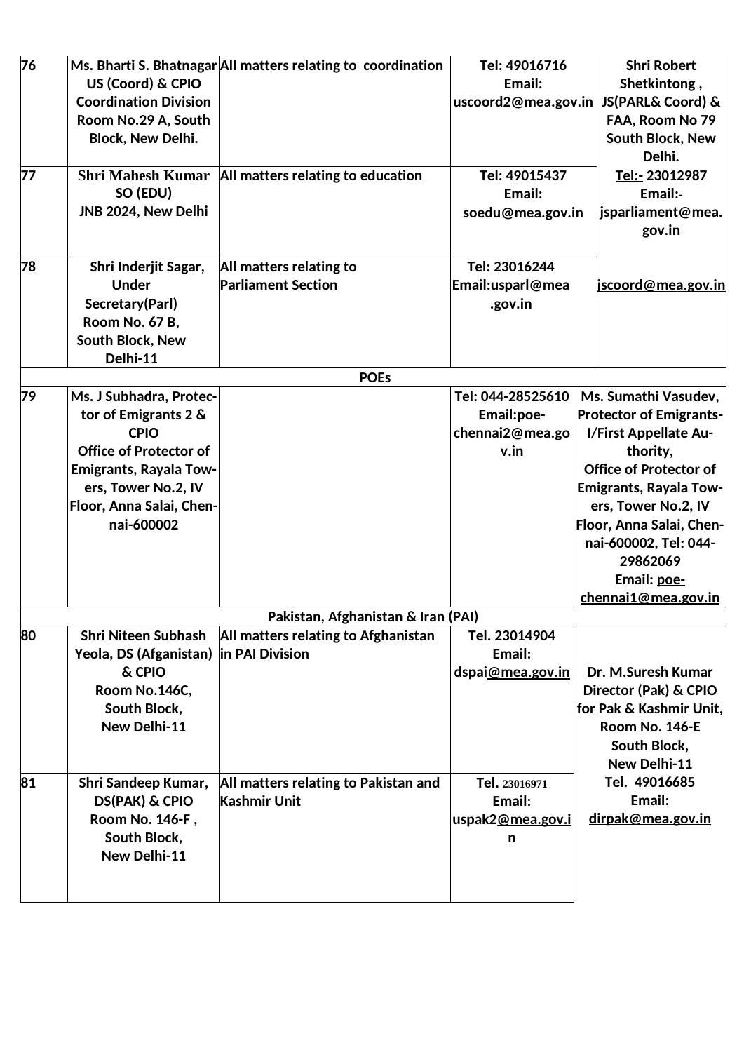| 76 | Ms. Bharti S. Bhatnagar US (Coord) & CPIO Coordination Division Room No.29 A, South Block, New Delhi. | All matters relating to coordination | Tel: 49016716 Email: uscoord2@mea.gov.in | Shri Robert Shetkintong , JS(PARL& Coord) & FAA, Room No 79 South Block, New Delhi. Tel:- 23012987 Email:- jsparliament@mea.gov.in jscoord@mea.gov.in |
|---|---|---|---|---|
| 77 | Shri Mahesh Kumar SO (EDU) JNB 2024, New Delhi | All matters relating to education | Tel: 49015437 Email: soedu@mea.gov.in | |
| 78 | Shri Inderjit Sagar, Under Secretary(Parl) Room No. 67 B, South Block, New Delhi-11 | All matters relating to Parliament Section | Tel: 23016244 Email:usparl@mea.gov.in | |
| | | **POEs** | | |
| 79 | Ms. J Subhadra, Protector of Emigrants 2 & CPIO Office of Protector of Emigrants, Rayala Towers, Tower No.2, IV Floor, Anna Salai, Chennai-600002 | | Tel: 044-28525610 Email:poe-chennai2@mea.gov.in | Ms. Sumathi Vasudev, Protector of Emigrants-I/First Appellate Authority, Office of Protector of Emigrants, Rayala Towers, Tower No.2, IV Floor, Anna Salai, Chennai-600002, Tel: 044-29862069 Email: poe-chennai1@mea.gov.in |
| | | **Pakistan, Afghanistan & Iran (PAI)** | | |
| 80 | Shri Niteen Subhash Yeola, DS (Afganistan) & CPIO Room No.146C, South Block, New Delhi-11 | All matters relating to Afghanistan in PAI Division | Tel. 23014904 Email: dspai@mea.gov.in | Dr. M.Suresh Kumar Director (Pak) & CPIO for Pak & Kashmir Unit, Room No. 146-E South Block, New Delhi-11 Tel. 49016685 Email: dirpak@mea.gov.in |
| 81 | Shri Sandeep Kumar, DS(PAK) & CPIO Room No. 146-F , South Block, New Delhi-11 | All matters relating to Pakistan and Kashmir Unit | Tel. 23016971 Email: uspak2@mea.gov.in | |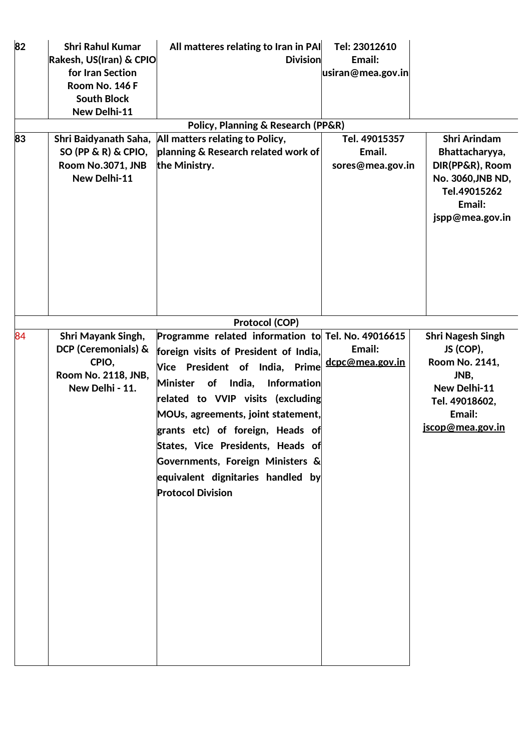| 82 | Shri Rahul Kumar Rakesh, US(Iran) & CPIO for Iran Section Room No. 146 F South Block New Delhi-11 | All matteres relating to Iran in PAI Division | Tel: 23012610 Email: usiran@mea.gov.in | |
|---|---|---|---|---|
| | | **Policy, Planning & Research (PP&R)** | | |
| 83 | Shri Baidyanath Saha, SO (PP & R) & CPIO, Room No.3071, JNB New Delhi-11 | All matters relating to Policy, planning & Research related work of the Ministry. | Tel. 49015357 Email. sores@mea.gov.in | Shri Arindam Bhattacharyya, DIR(PP&R), Room No. 3060,JNB ND, Tel.49015262 Email: jspp@mea.gov.in |
| | | **Protocol (COP)** | | |
| 84 | Shri Mayank Singh, DCP (Ceremonials) & CPIO, Room No. 2118, JNB, New Delhi - 11. | Programme related information to foreign visits of President of India, Vice President of India, Prime Minister of India, Information related to VVIP visits (excluding MOUs, agreements, joint statement, grants etc) of foreign, Heads of States, Vice Presidents, Heads of Governments, Foreign Ministers & equivalent dignitaries handled by Protocol Division | Tel. No. 49016615 Email: dcpc@mea.gov.in | Shri Nagesh Singh JS (COP), Room No. 2141, JNB, New Delhi-11 Tel. 49018602, Email: jscop@mea.gov.in |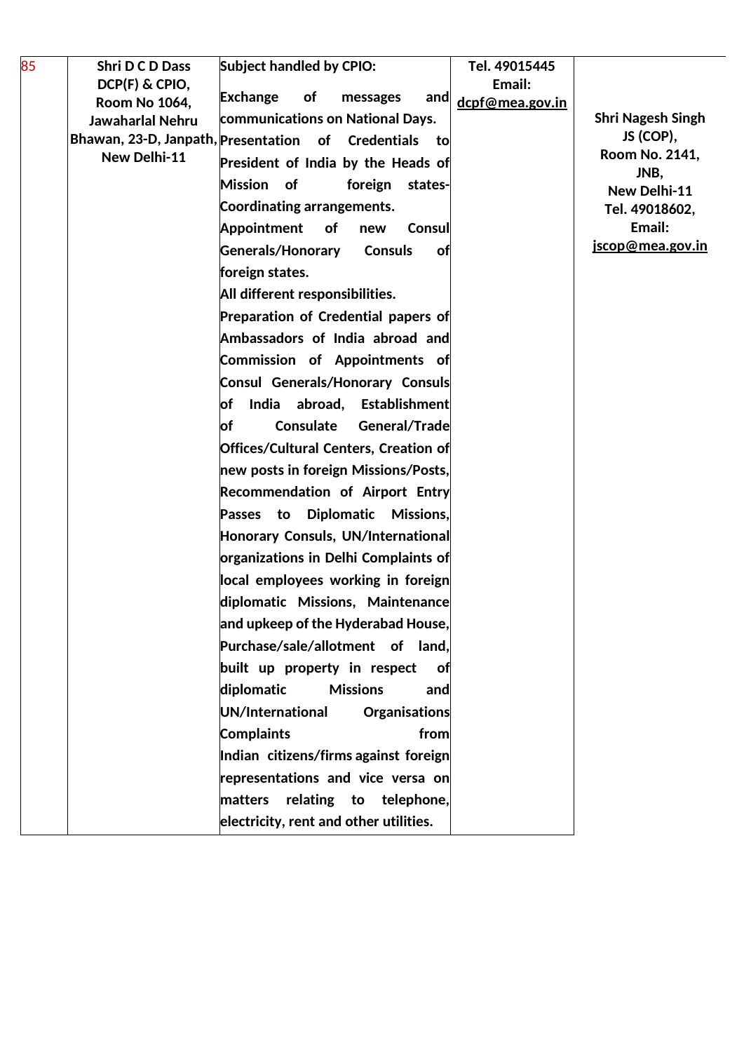| 85 | Shri D C D Dass DCP(F) & CPIO, Room No 1064, Jawaharlal Nehru Bhawan, 23-D, Janpath, New Delhi-11 | Subject handled by CPIO: Exchange of messages and communications on National Days. Presentation of Credentials to President of India by the Heads of Mission of foreign states- Coordinating arrangements. Appointment of new Consul Generals/Honorary Consuls of foreign states. All different responsibilities. Preparation of Credential papers of Ambassadors of India abroad and Commission of Appointments of Consul Generals/Honorary Consuls of India abroad, Establishment of Consulate General/Trade Offices/Cultural Centers, Creation of new posts in foreign Missions/Posts, Recommendation of Airport Entry Passes to Diplomatic Missions, Honorary Consuls, UN/International organizations in Delhi Complaints of local employees working in foreign diplomatic Missions, Maintenance and upkeep of the Hyderabad House, Purchase/sale/allotment of land, built up property in respect of diplomatic Missions and UN/International Organisations Complaints from Indian citizens/firms against foreign representations and vice versa on matters relating to telephone, electricity, rent and other utilities. | Tel. 49015445 Email: dcpf@mea.gov.in | Shri Nagesh Singh JS (COP), Room No. 2141, JNB, New Delhi-11 Tel. 49018602, Email: jscop@mea.gov.in |
|---|---|---|---|---|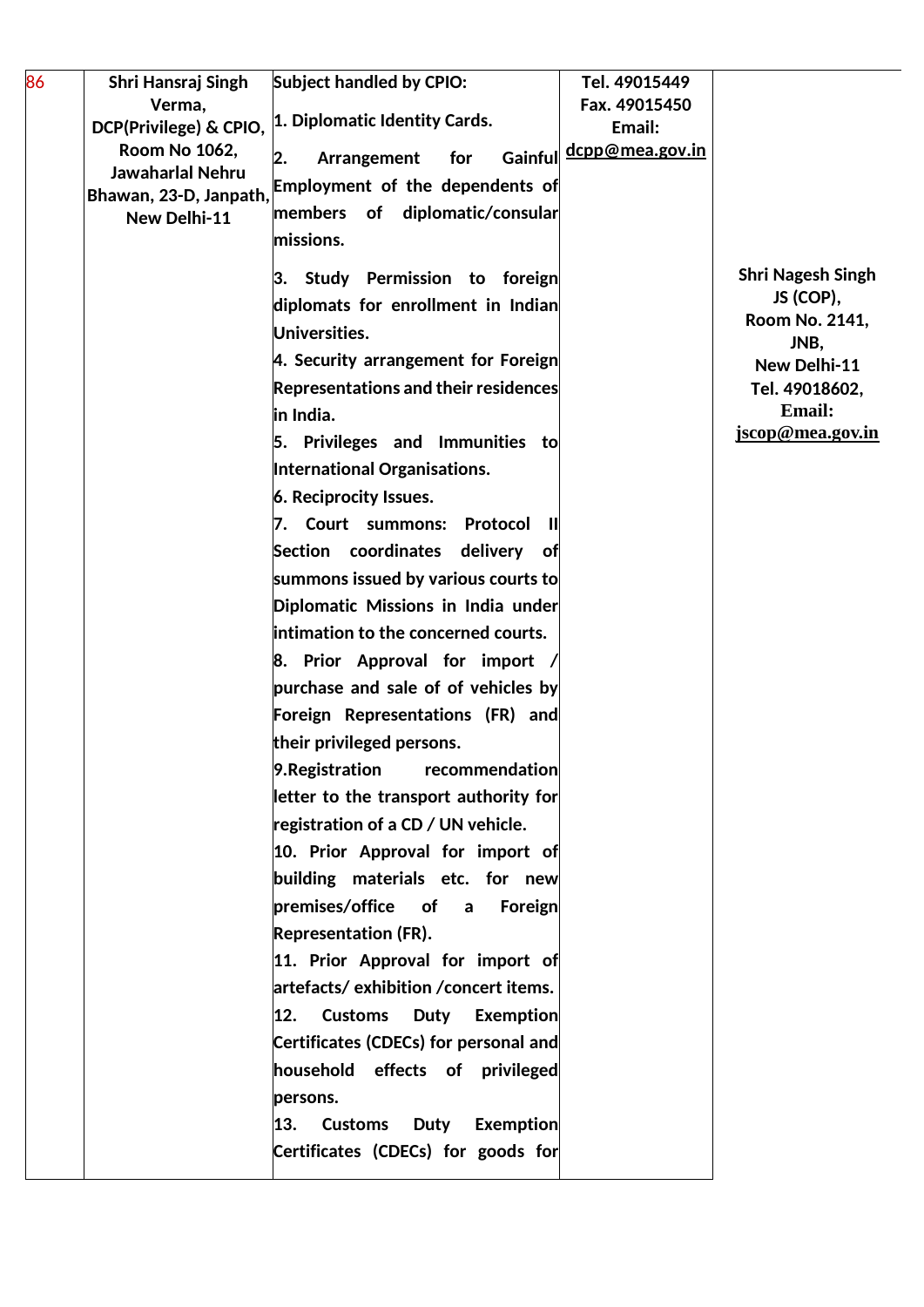| 86 | Shri Hansraj Singh Verma, DCP(Privilege) & CPIO, Room No 1062, Jawaharlal Nehru Bhawan, 23-D, Janpath, New Delhi-11 | Subject handled by CPIO:<br><br>1. Diplomatic Identity Cards.<br><br>2. Arrangement for Gainful Employment of the dependents of members of diplomatic/consular missions.<br><br>3. Study Permission to foreign diplomats for enrollment in Indian Universities.<br>4. Security arrangement for Foreign Representations and their residences in India.<br>5. Privileges and Immunities to International Organisations.<br>6. Reciprocity Issues.<br>7. Court summons: Protocol II Section coordinates delivery of summons issued by various courts to Diplomatic Missions in India under intimation to the concerned courts.<br>8. Prior Approval for import / purchase and sale of of vehicles by Foreign Representations (FR) and their privileged persons.<br>9.Registration recommendation letter to the transport authority for registration of a CD / UN vehicle.<br>10. Prior Approval for import of building materials etc. for new premises/office of a Foreign Representation (FR).<br>11. Prior Approval for import of artefacts/ exhibition /concert items.<br>12. Customs Duty Exemption Certificates (CDECs) for personal and household effects of privileged persons.<br>13. Customs Duty Exemption Certificates (CDECs) for goods for | Tel. 49015449<br>Fax. 49015450<br>Email:<br>dcpp@mea.gov.in | Shri Nagesh Singh<br>JS (COP),<br>Room No. 2141,<br>JNB,<br>New Delhi-11<br>Tel. 49018602,<br>Email:<br>jscop@mea.gov.in |
|---|---|---|---|---|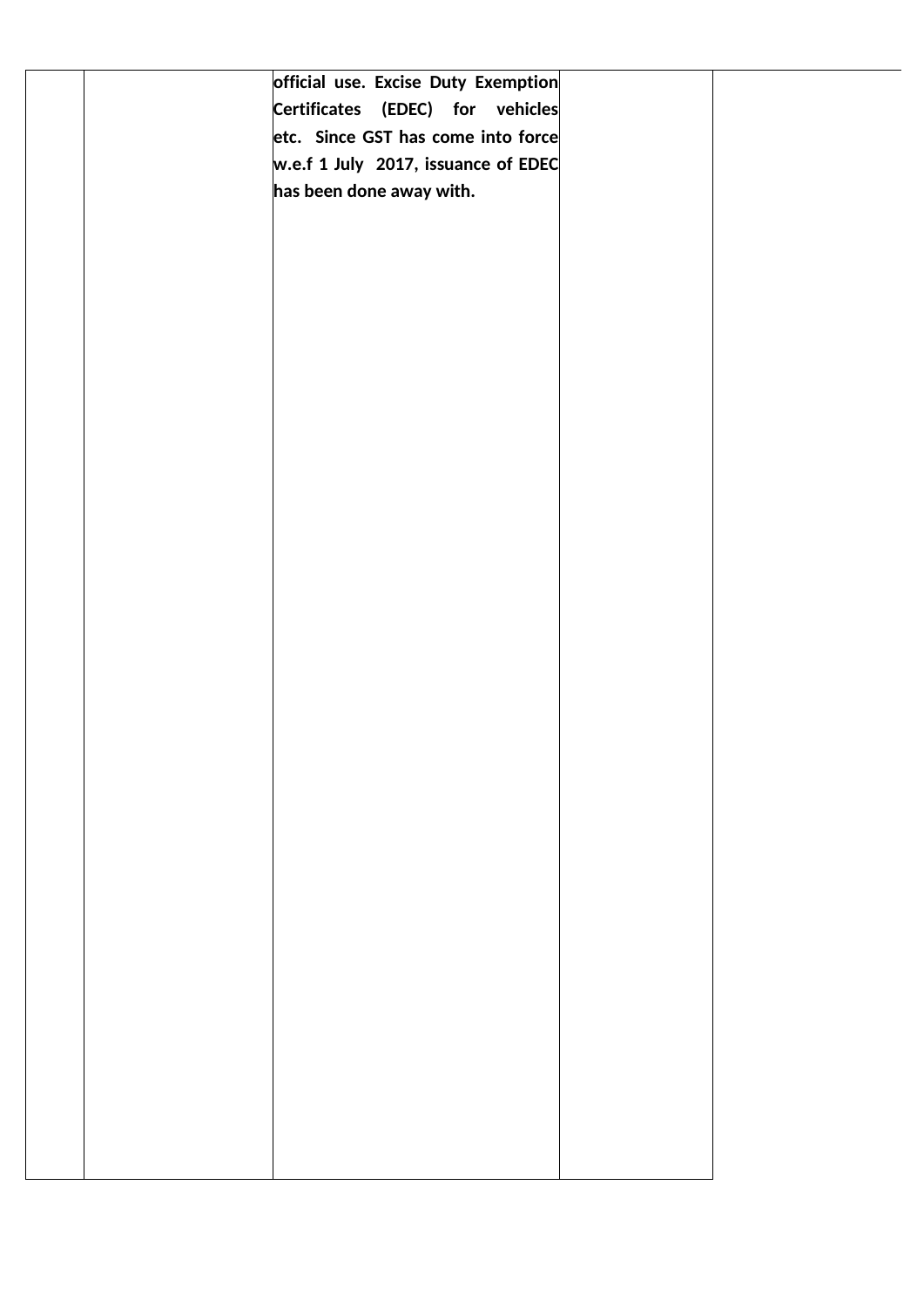|  |  |  |  |  |
|---|---|---|---|---|
|  |  | **official use. Excise Duty Exemption Certificates (EDEC) for vehicles etc. Since GST has come into force w.e.f 1 July 2017, issuance of EDEC has been done away with.** |  |  |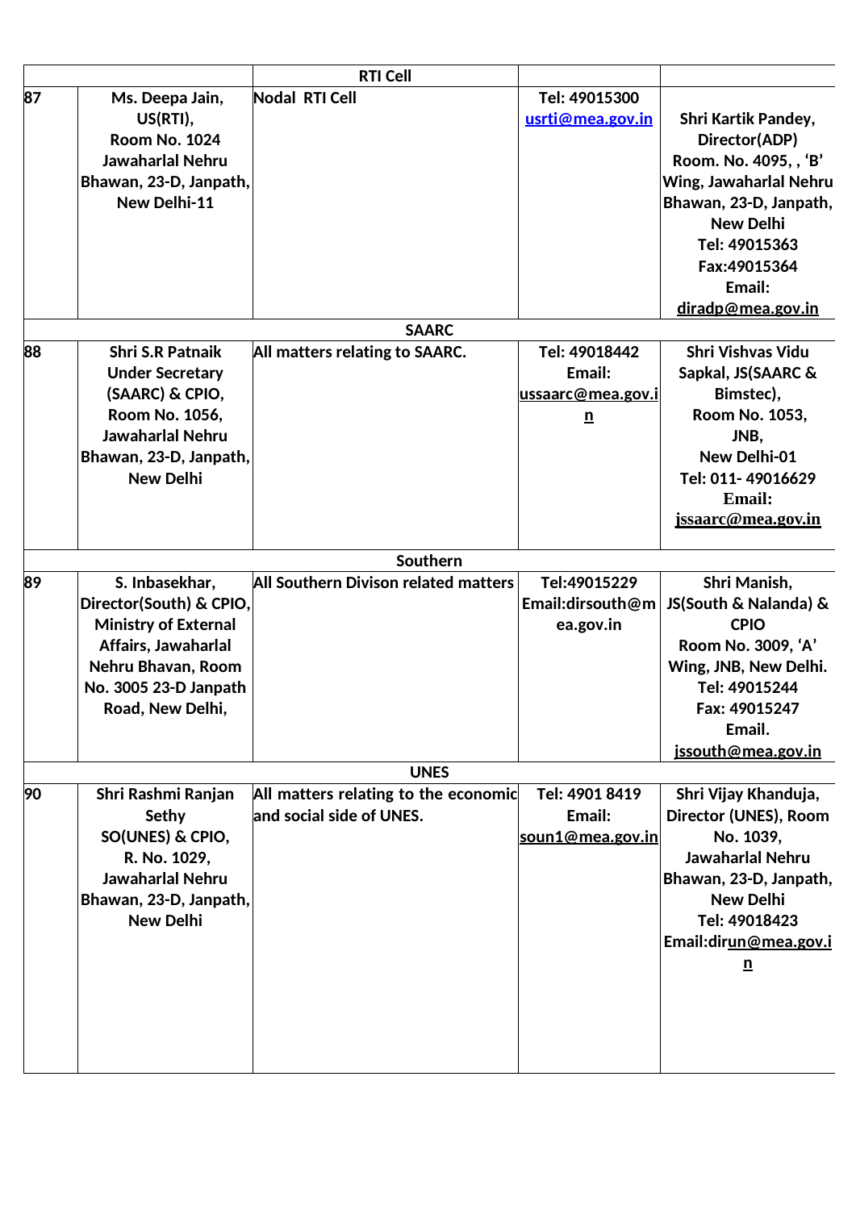| | | | | |
|---|---|---|---|---|
| | | **RTI Cell** | | |
| **87** | **Ms. Deepa Jain, US(RTI), Room No. 1024 Jawaharlal Nehru Bhawan, 23-D, Janpath, New Delhi-11** | **Nodal RTI Cell** | **Tel: 49015300 usrti@mea.gov.in** | **Shri Kartik Pandey, Director(ADP) Room. No. 4095, , 'B' Wing, Jawaharlal Nehru Bhawan, 23-D, Janpath, New Delhi Tel: 49015363 Fax:49015364 Email: diradp@mea.gov.in** |
| | | **SAARC** | | |
| **88** | **Shri S.R Patnaik Under Secretary (SAARC) & CPIO, Room No. 1056, Jawaharlal Nehru Bhawan, 23-D, Janpath, New Delhi** | **All matters relating to SAARC.** | **Tel: 49018442 Email: ussaarc@mea.gov.in** | **Shri Vishvas Vidu Sapkal, JS(SAARC & Bimstec), Room No. 1053, JNB, New Delhi-01 Tel: 011- 49016629 Email: jssaarc@mea.gov.in** |
| | | **Southern** | | |
| **89** | **S. Inbasekhar, Director(South) & CPIO, Ministry of External Affairs, Jawaharlal Nehru Bhawan, Room No. 3005 23-D Janpath Road, New Delhi,** | **All Southern Divison related matters** | **Tel:49015229 Email:dirsouth@mea.gov.in** | **Shri Manish, JS(South & Nalanda) & CPIO Room No. 3009, 'A' Wing, JNB, New Delhi. Tel: 49015244 Fax: 49015247 Email. jssouth@mea.gov.in** |
| | | **UNES** | | |
| **90** | **Shri Rashmi Ranjan Sethy SO(UNES) & CPIO, R. No. 1029, Jawaharlal Nehru Bhawan, 23-D, Janpath, New Delhi** | **All matters relating to the economic and social side of UNES.** | **Tel: 4901 8419 Email: soun1@mea.gov.in** | **Shri Vijay Khanduja, Director (UNES), Room No. 1039, Jawaharlal Nehru Bhawan, 23-D, Janpath, New Delhi Tel: 49018423 Email:dirun@mea.gov.in** |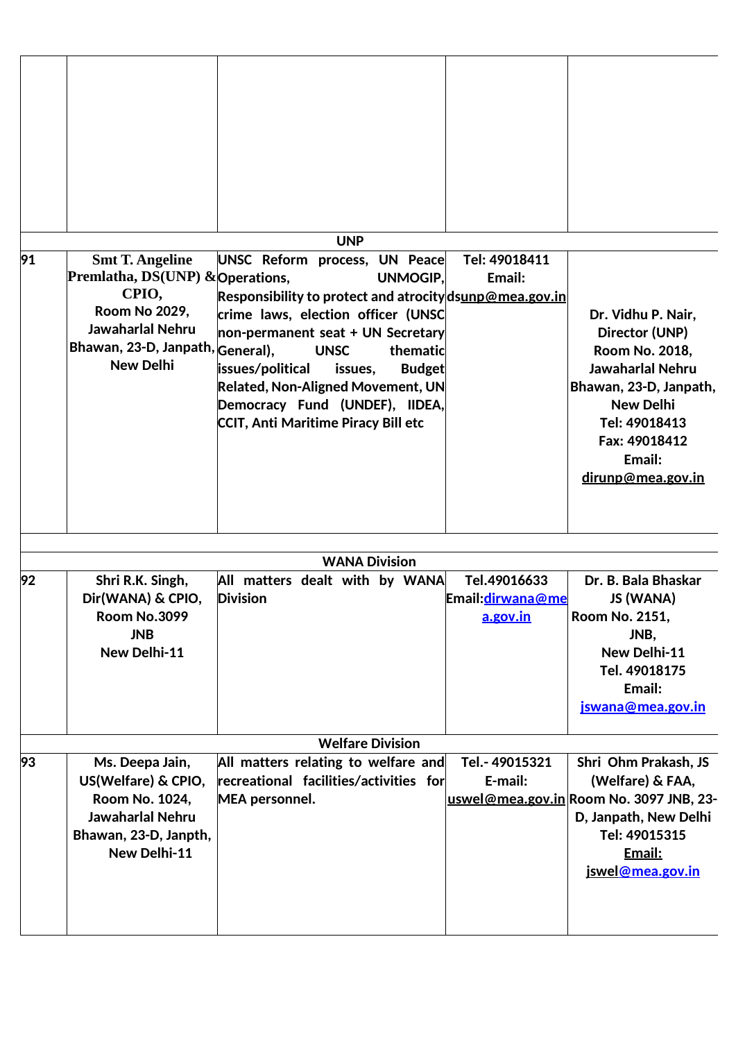| | | | | |
|---|---|---|---|---|
| | | | | |
| | | **UNP** | | |
| 91 | **Smt T. Angeline Premlatha, DS(UNP) & CPIO, Room No 2029, Jawaharlal Nehru Bhawan, 23-D, Janpath, New Delhi** | **UNSC Reform process, UN Peace Operations, UNMOGIP, Responsibility to protect and atrocity crime laws, election officer (UNSC non-permanent seat + UN Secretary General), UNSC thematic issues/political issues, Budget Related, Non-Aligned Movement, UN Democracy Fund (UNDEF), IIDEA, CCIT, Anti Maritime Piracy Bill etc** | **Tel: 49018411 Email: dsunp@mea.gov.in** | **Dr. Vidhu P. Nair, Director (UNP) Room No. 2018, Jawaharlal Nehru Bhawan, 23-D, Janpath, New Delhi Tel: 49018413 Fax: 49018412 Email: dirunp@mea.gov.in** |
| | | | | |
| | | **WANA Division** | | |
| 92 | **Shri R.K. Singh, Dir(WANA) & CPIO, Room No.3099 JNB New Delhi-11** | **All matters dealt with by WANA Division** | **Tel.49016633 Email:dirwana@mea.gov.in** | **Dr. B. Bala Bhaskar JS (WANA) Room No. 2151, JNB, New Delhi-11 Tel. 49018175 Email: jswana@mea.gov.in** |
| | | **Welfare Division** | | |
| 93 | **Ms. Deepa Jain, US(Welfare) & CPIO, Room No. 1024, Jawaharlal Nehru Bhawan, 23-D, Janpth, New Delhi-11** | **All matters relating to welfare and recreational facilities/activities for MEA personnel.** | **Tel.- 49015321 E-mail: uswel@mea.gov.in** | **Shri Ohm Prakash, JS (Welfare) & FAA, Room No. 3097 JNB, 23-D, Janpath, New Delhi Tel: 49015315 Email: jswel@mea.gov.in** |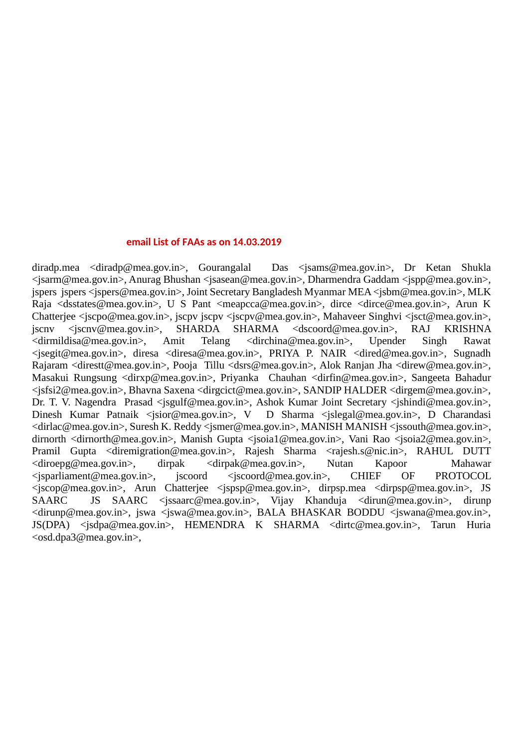**email List of FAAs as on 14.03.2019**

diradp.mea <diradp@mea.gov.in>, Gourangalal Das <jsams@mea.gov.in>, Dr Ketan Shukla <jsarm@mea.gov.in>, Anurag Bhushan <jsasean@mea.gov.in>, Dharmendra Gaddam <jspp@mea.gov.in>, jspers jspers <jspers@mea.gov.in>, Joint Secretary Bangladesh Myanmar MEA <jsbm@mea.gov.in>, MLK Raja <dsstates@mea.gov.in>, U S Pant <meapcca@mea.gov.in>, dirce <dirce@mea.gov.in>, Arun K Chatterjee <jscpo@mea.gov.in>, jscpv jscpv <jscpv@mea.gov.in>, Mahaveer Singhvi <jsct@mea.gov.in>, jscnv <jscnv@mea.gov.in>, SHARDA SHARMA <dscoord@mea.gov.in>, RAJ KRISHNA <dirmildisa@mea.gov.in>, Amit Telang <dirchina@mea.gov.in>, Upender Singh Rawat <jsegit@mea.gov.in>, diresa <diresa@mea.gov.in>, PRIYA P. NAIR <dired@mea.gov.in>, Sugnadh Rajaram <direstt@mea.gov.in>, Pooja Tillu <dsrs@mea.gov.in>, Alok Ranjan Jha <direw@mea.gov.in>, Masakui Rungsung <dirxp@mea.gov.in>, Priyanka Chauhan <dirfin@mea.gov.in>, Sangeeta Bahadur <jsfsi2@mea.gov.in>, Bhavna Saxena <dirgcict@mea.gov.in>, SANDIP HALDER <dirgem@mea.gov.in>, Dr. T. V. Nagendra Prasad <jsgulf@mea.gov.in>, Ashok Kumar Joint Secretary <jshindi@mea.gov.in>, Dinesh Kumar Patnaik <jsior@mea.gov.in>, V D Sharma <jslegal@mea.gov.in>, D Charandasi <dirlac@mea.gov.in>, Suresh K. Reddy <jsmer@mea.gov.in>, MANISH MANISH <jssouth@mea.gov.in>, dirnorth <dirnorth@mea.gov.in>, Manish Gupta <jsoia1@mea.gov.in>, Vani Rao <jsoia2@mea.gov.in>, Pramil Gupta <diremigration@mea.gov.in>, Rajesh Sharma <rajesh.s@nic.in>, RAHUL DUTT <diroepg@mea.gov.in>, dirpak <dirpak@mea.gov.in>, Nutan Kapoor Mahawar <jsparliament@mea.gov.in>, jscoord <jscoord@mea.gov.in>, CHIEF OF PROTOCOL <jscop@mea.gov.in>, Arun Chatterjee <jspsp@mea.gov.in>, dirpsp.mea <dirpsp@mea.gov.in>, JS SAARC JS SAARC <jssaarc@mea.gov.in>, Vijay Khanduja <dirun@mea.gov.in>, dirunp <dirunp@mea.gov.in>, jswa <jswa@mea.gov.in>, BALA BHASKAR BODDU <jswana@mea.gov.in>, JS(DPA) <jsdpa@mea.gov.in>, HEMENDRA K SHARMA <dirtc@mea.gov.in>, Tarun Huria <osd.dpa3@mea.gov.in>,